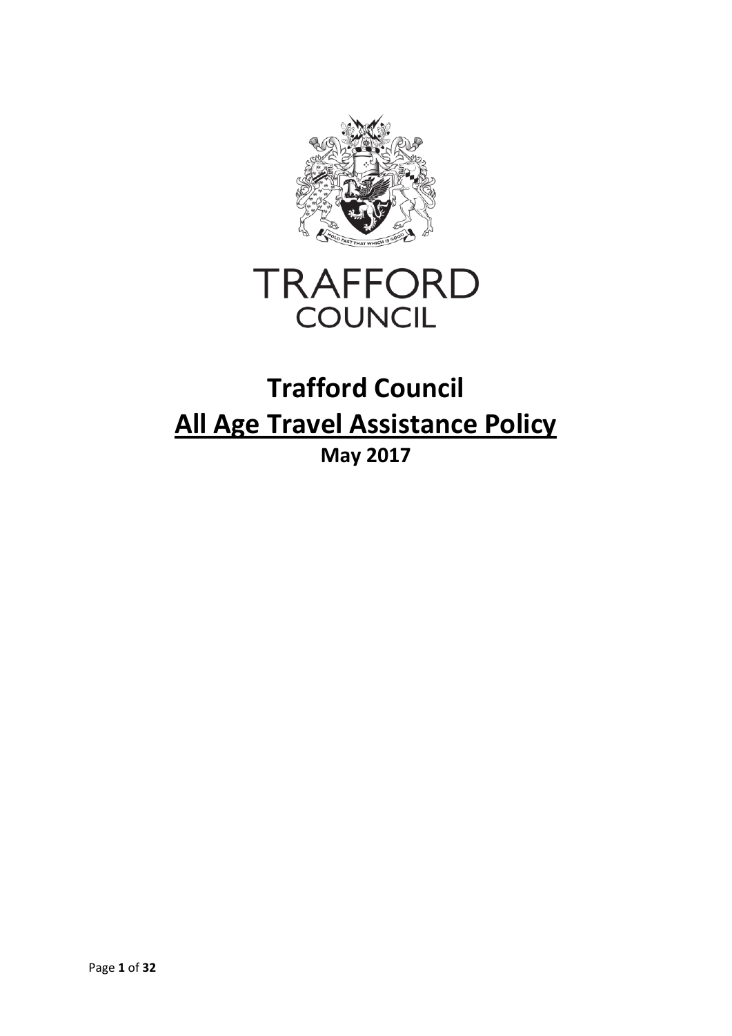TRAFFORD
COUNCIL

# Trafford Council

# All Age Travel Assistance Policy

**May 2017**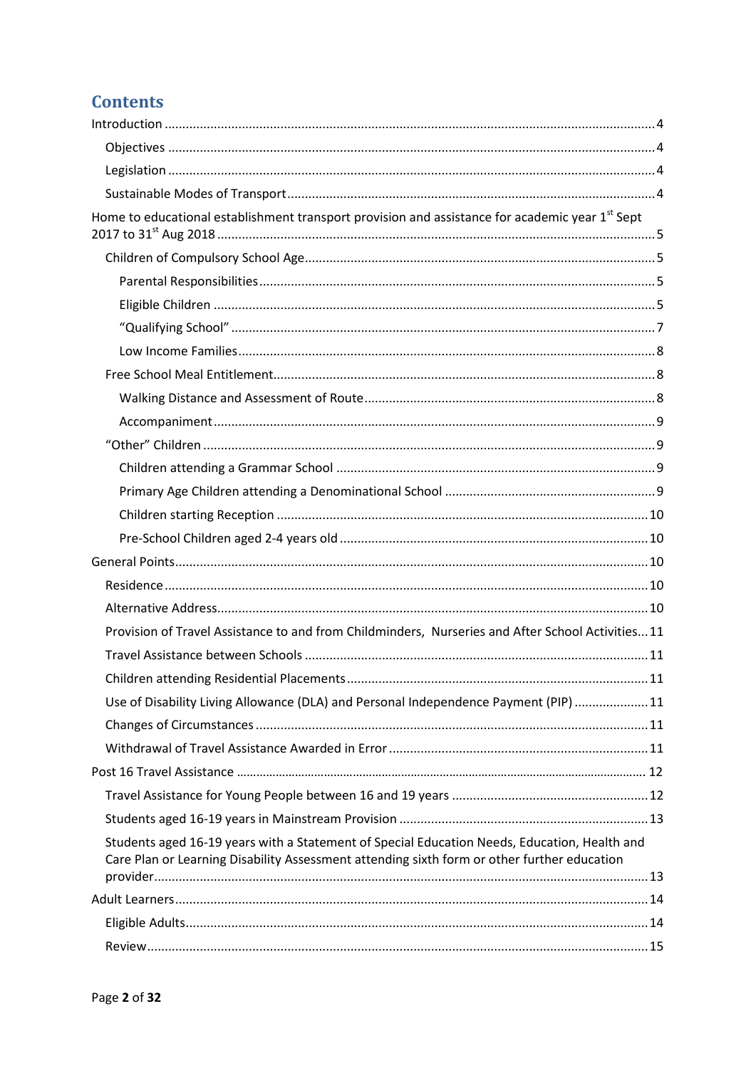# Contents

- Introduction ... 4
  - Objectives ... 4
  - Legislation ... 4
  - Sustainable Modes of Transport ... 4
- Home to educational establishment transport provision and assistance for academic year 1st Sept 2017 to 31st Aug 2018 ... 5
  - Children of Compulsory School Age ... 5
    - Parental Responsibilities ... 5
    - Eligible Children ... 5
    - "Qualifying School" ... 7
    - Low Income Families ... 8
  - Free School Meal Entitlement ... 8
    - Walking Distance and Assessment of Route ... 8
    - Accompaniment ... 9
  - "Other" Children ... 9
    - Children attending a Grammar School ... 9
    - Primary Age Children attending a Denominational School ... 9
    - Children starting Reception ... 10
    - Pre-School Children aged 2-4 years old ... 10
- General Points ... 10
  - Residence ... 10
  - Alternative Address ... 10
  - Provision of Travel Assistance to and from Childminders, Nurseries and After School Activities ... 11
  - Travel Assistance between Schools ... 11
  - Children attending Residential Placements ... 11
  - Use of Disability Living Allowance (DLA) and Personal Independence Payment (PIP) ... 11
  - Changes of Circumstances ... 11
  - Withdrawal of Travel Assistance Awarded in Error ... 11
- Post 16 Travel Assistance ... 12
  - Travel Assistance for Young People between 16 and 19 years ... 12
  - Students aged 16-19 years in Mainstream Provision ... 13
  - Students aged 16-19 years with a Statement of Special Education Needs, Education, Health and Care Plan or Learning Disability Assessment attending sixth form or other further education provider ... 13
- Adult Learners ... 14
  - Eligible Adults ... 14
  - Review ... 15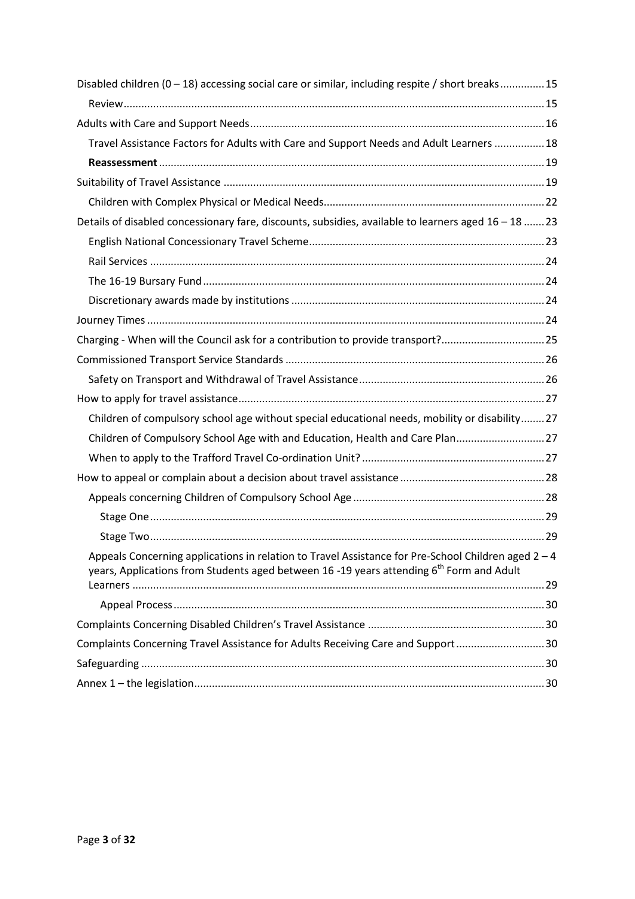Disabled children (0 – 18) accessing social care or similar, including respite / short breaks ............... 15

- Review ............... 15

Adults with Care and Support Needs ............... 16

- Travel Assistance Factors for Adults with Care and Support Needs and Adult Learners ............... 18
- **Reassessment** ............... 19

Suitability of Travel Assistance ............... 19

- Children with Complex Physical or Medical Needs ............... 22

Details of disabled concessionary fare, discounts, subsidies, available to learners aged 16 – 18 ............... 23

- English National Concessionary Travel Scheme ............... 23
- Rail Services ............... 24
- The 16-19 Bursary Fund ............... 24
- Discretionary awards made by institutions ............... 24

Journey Times ............... 24

Charging - When will the Council ask for a contribution to provide transport? ............... 25

Commissioned Transport Service Standards ............... 26

- Safety on Transport and Withdrawal of Travel Assistance ............... 26

How to apply for travel assistance ............... 27

- Children of compulsory school age without special educational needs, mobility or disability ............... 27
- Children of Compulsory School Age with and Education, Health and Care Plan ............... 27
- When to apply to the Trafford Travel Co-ordination Unit? ............... 27

How to appeal or complain about a decision about travel assistance ............... 28

- Appeals concerning Children of Compulsory School Age ............... 28
  - Stage One ............... 29
  - Stage Two ............... 29
- Appeals Concerning applications in relation to Travel Assistance for Pre-School Children aged 2 – 4 years, Applications from Students aged between 16 -19 years attending 6th Form and Adult Learners ............... 29
  - Appeal Process ............... 30

Complaints Concerning Disabled Children's Travel Assistance ............... 30

Complaints Concerning Travel Assistance for Adults Receiving Care and Support ............... 30

Safeguarding ............... 30

Annex 1 – the legislation ............... 30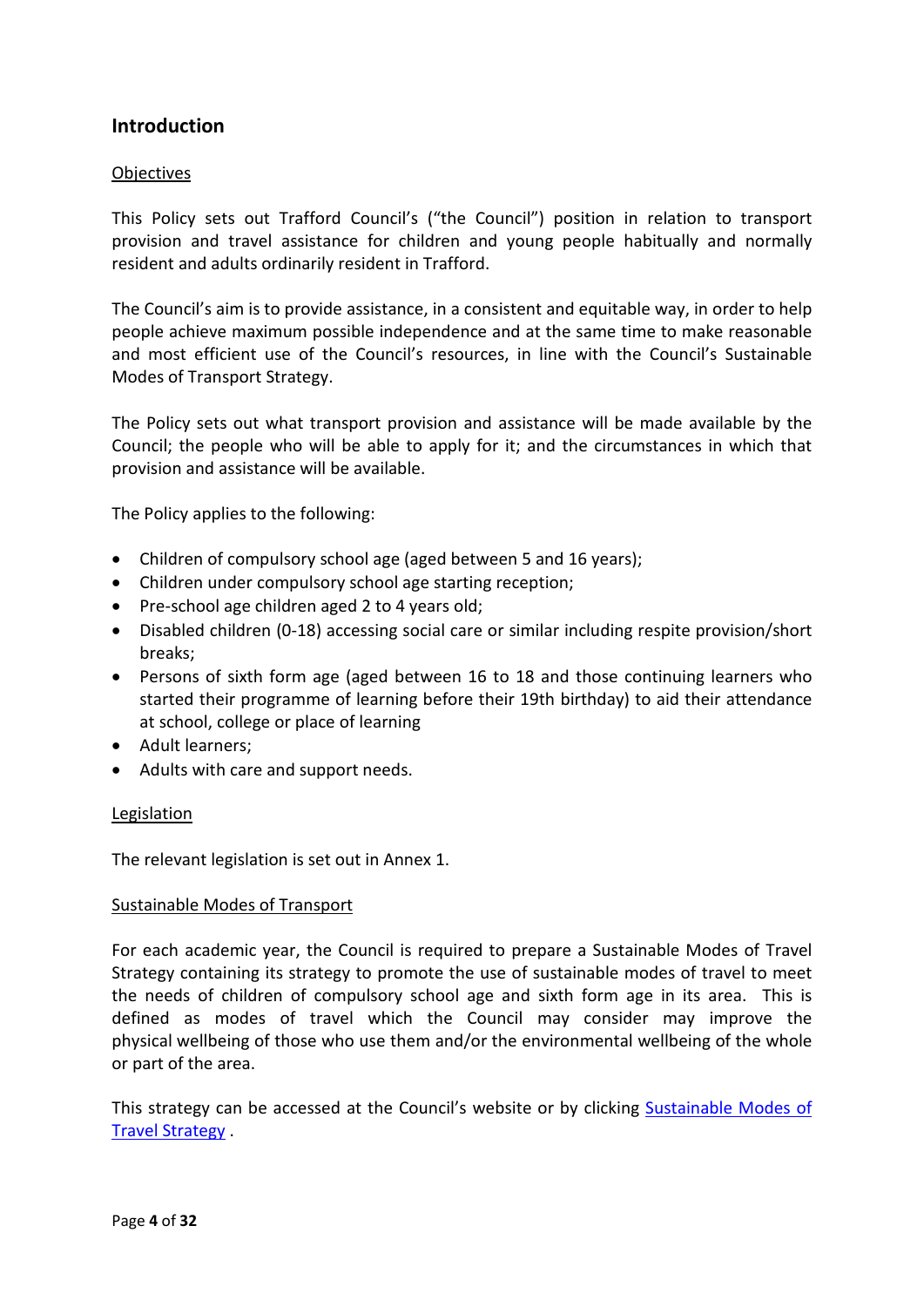## Introduction

Objectives

This Policy sets out Trafford Council's ("the Council") position in relation to transport provision and travel assistance for children and young people habitually and normally resident and adults ordinarily resident in Trafford.

The Council's aim is to provide assistance, in a consistent and equitable way, in order to help people achieve maximum possible independence and at the same time to make reasonable and most efficient use of the Council's resources, in line with the Council's Sustainable Modes of Transport Strategy.

The Policy sets out what transport provision and assistance will be made available by the Council; the people who will be able to apply for it; and the circumstances in which that provision and assistance will be available.

The Policy applies to the following:

- Children of compulsory school age (aged between 5 and 16 years);
- Children under compulsory school age starting reception;
- Pre-school age children aged 2 to 4 years old;
- Disabled children (0-18) accessing social care or similar including respite provision/short breaks;
- Persons of sixth form age (aged between 16 to 18 and those continuing learners who started their programme of learning before their 19th birthday) to aid their attendance at school, college or place of learning
- Adult learners;
- Adults with care and support needs.

Legislation

The relevant legislation is set out in Annex 1.

Sustainable Modes of Transport

For each academic year, the Council is required to prepare a Sustainable Modes of Travel Strategy containing its strategy to promote the use of sustainable modes of travel to meet the needs of children of compulsory school age and sixth form age in its area. This is defined as modes of travel which the Council may consider may improve the physical wellbeing of those who use them and/or the environmental wellbeing of the whole or part of the area.

This strategy can be accessed at the Council's website or by clicking [Sustainable Modes of Travel Strategy](#) .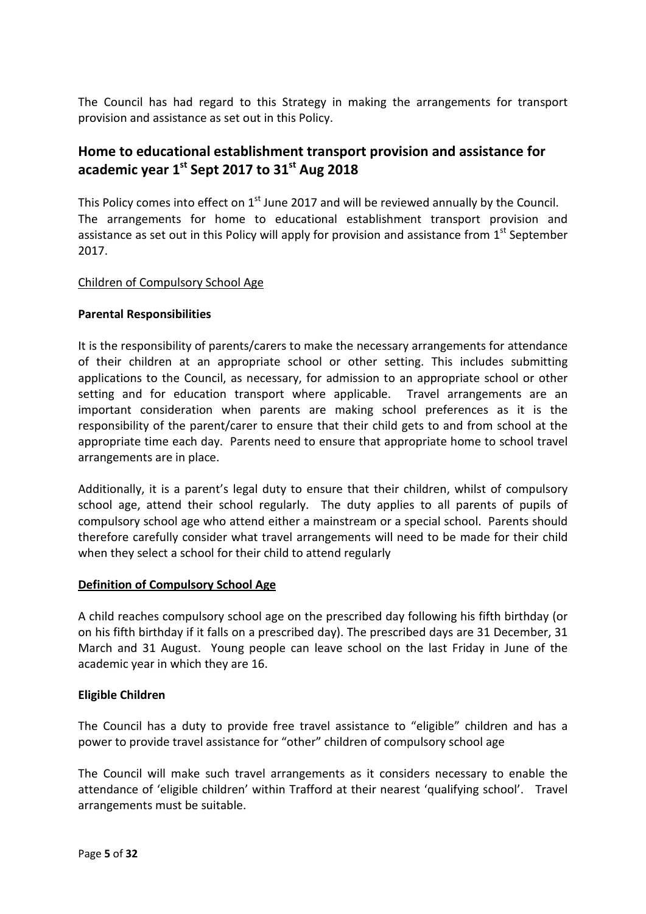The Council has had regard to this Strategy in making the arrangements for transport provision and assistance as set out in this Policy.

## Home to educational establishment transport provision and assistance for academic year 1st Sept 2017 to 31st Aug 2018

This Policy comes into effect on 1st June 2017 and will be reviewed annually by the Council. The arrangements for home to educational establishment transport provision and assistance as set out in this Policy will apply for provision and assistance from 1st September 2017.

Children of Compulsory School Age

**Parental Responsibilities**

It is the responsibility of parents/carers to make the necessary arrangements for attendance of their children at an appropriate school or other setting. This includes submitting applications to the Council, as necessary, for admission to an appropriate school or other setting and for education transport where applicable. Travel arrangements are an important consideration when parents are making school preferences as it is the responsibility of the parent/carer to ensure that their child gets to and from school at the appropriate time each day. Parents need to ensure that appropriate home to school travel arrangements are in place.

Additionally, it is a parent's legal duty to ensure that their children, whilst of compulsory school age, attend their school regularly. The duty applies to all parents of pupils of compulsory school age who attend either a mainstream or a special school. Parents should therefore carefully consider what travel arrangements will need to be made for their child when they select a school for their child to attend regularly

**Definition of Compulsory School Age**

A child reaches compulsory school age on the prescribed day following his fifth birthday (or on his fifth birthday if it falls on a prescribed day). The prescribed days are 31 December, 31 March and 31 August. Young people can leave school on the last Friday in June of the academic year in which they are 16.

**Eligible Children**

The Council has a duty to provide free travel assistance to "eligible" children and has a power to provide travel assistance for "other" children of compulsory school age

The Council will make such travel arrangements as it considers necessary to enable the attendance of 'eligible children' within Trafford at their nearest 'qualifying school'. Travel arrangements must be suitable.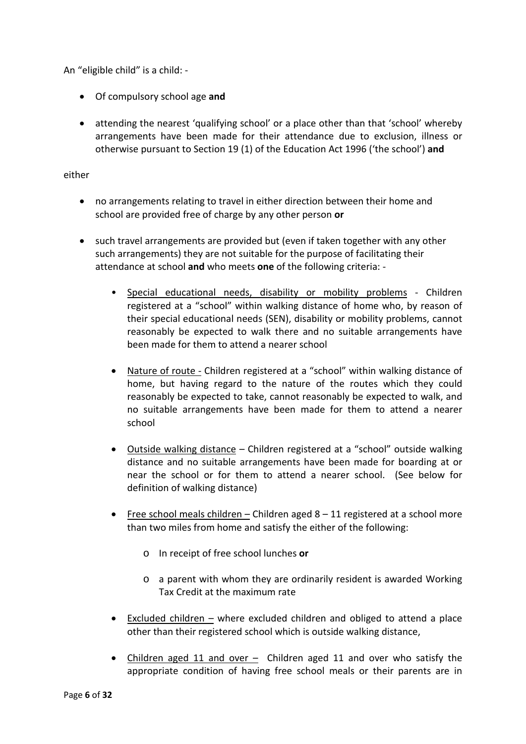An "eligible child" is a child: -

- Of compulsory school age **and**
- attending the nearest 'qualifying school' or a place other than that 'school' whereby arrangements have been made for their attendance due to exclusion, illness or otherwise pursuant to Section 19 (1) of the Education Act 1996 ('the school') **and**

either

- no arrangements relating to travel in either direction between their home and school are provided free of charge by any other person **or**
- such travel arrangements are provided but (even if taken together with any other such arrangements) they are not suitable for the purpose of facilitating their attendance at school **and** who meets **one** of the following criteria: -
  - Special educational needs, disability or mobility problems - Children registered at a "school" within walking distance of home who, by reason of their special educational needs (SEN), disability or mobility problems, cannot reasonably be expected to walk there and no suitable arrangements have been made for them to attend a nearer school
  - Nature of route - Children registered at a "school" within walking distance of home, but having regard to the nature of the routes which they could reasonably be expected to take, cannot reasonably be expected to walk, and no suitable arrangements have been made for them to attend a nearer school
  - Outside walking distance – Children registered at a "school" outside walking distance and no suitable arrangements have been made for boarding at or near the school or for them to attend a nearer school. (See below for definition of walking distance)
  - Free school meals children – Children aged 8 – 11 registered at a school more than two miles from home and satisfy the either of the following:
    - In receipt of free school lunches **or**
    - a parent with whom they are ordinarily resident is awarded Working Tax Credit at the maximum rate
  - Excluded children – where excluded children and obliged to attend a place other than their registered school which is outside walking distance,
  - Children aged 11 and over – Children aged 11 and over who satisfy the appropriate condition of having free school meals or their parents are in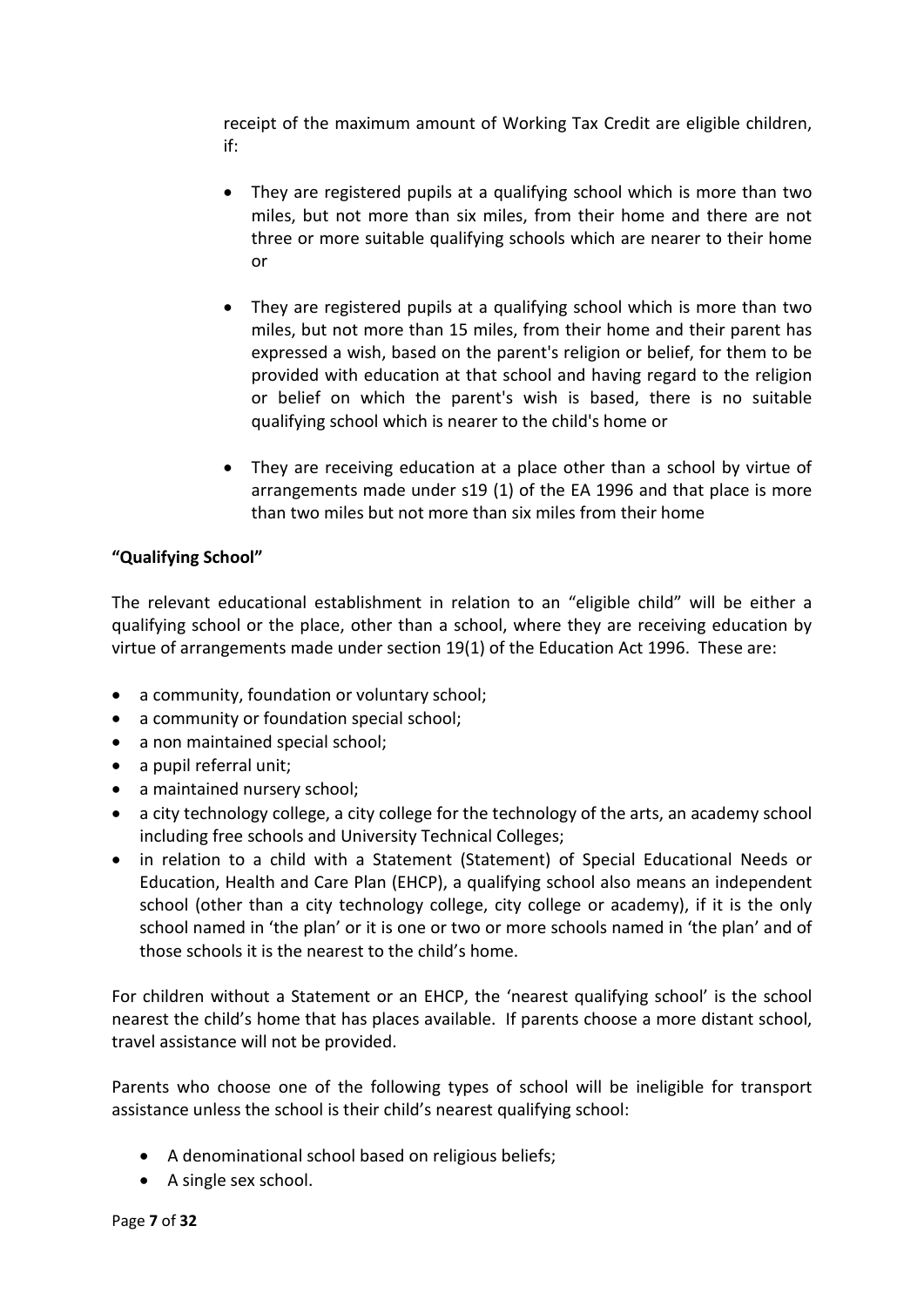receipt of the maximum amount of Working Tax Credit are eligible children, if:

- They are registered pupils at a qualifying school which is more than two miles, but not more than six miles, from their home and there are not three or more suitable qualifying schools which are nearer to their home or

- They are registered pupils at a qualifying school which is more than two miles, but not more than 15 miles, from their home and their parent has expressed a wish, based on the parent's religion or belief, for them to be provided with education at that school and having regard to the religion or belief on which the parent's wish is based, there is no suitable qualifying school which is nearer to the child's home or

- They are receiving education at a place other than a school by virtue of arrangements made under s19 (1) of the EA 1996 and that place is more than two miles but not more than six miles from their home

**"Qualifying School"**

The relevant educational establishment in relation to an "eligible child" will be either a qualifying school or the place, other than a school, where they are receiving education by virtue of arrangements made under section 19(1) of the Education Act 1996. These are:

- a community, foundation or voluntary school;
- a community or foundation special school;
- a non maintained special school;
- a pupil referral unit;
- a maintained nursery school;
- a city technology college, a city college for the technology of the arts, an academy school including free schools and University Technical Colleges;
- in relation to a child with a Statement (Statement) of Special Educational Needs or Education, Health and Care Plan (EHCP), a qualifying school also means an independent school (other than a city technology college, city college or academy), if it is the only school named in 'the plan' or it is one or two or more schools named in 'the plan' and of those schools it is the nearest to the child's home.

For children without a Statement or an EHCP, the 'nearest qualifying school' is the school nearest the child's home that has places available. If parents choose a more distant school, travel assistance will not be provided.

Parents who choose one of the following types of school will be ineligible for transport assistance unless the school is their child's nearest qualifying school:

- A denominational school based on religious beliefs;
- A single sex school.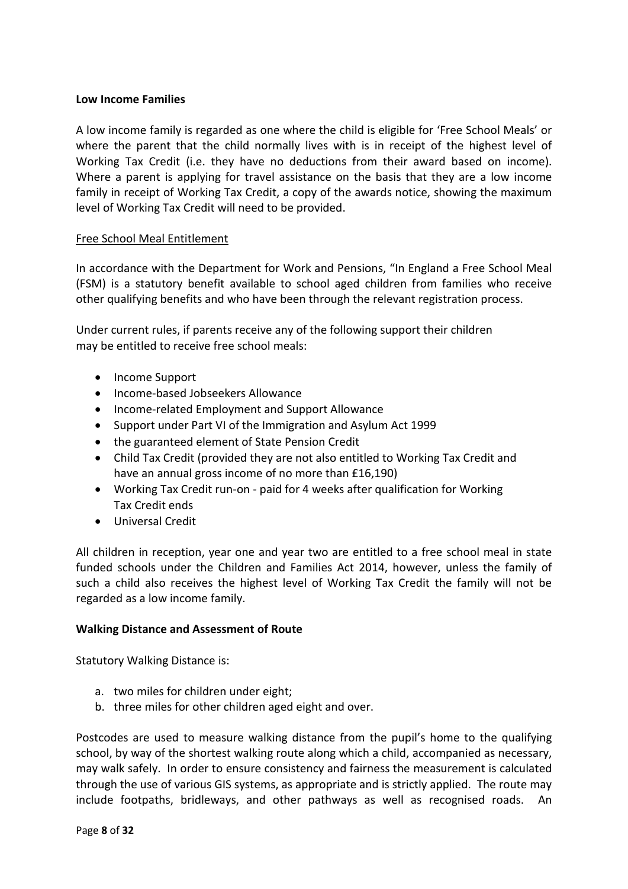**Low Income Families**

A low income family is regarded as one where the child is eligible for 'Free School Meals' or where the parent that the child normally lives with is in receipt of the highest level of Working Tax Credit (i.e. they have no deductions from their award based on income). Where a parent is applying for travel assistance on the basis that they are a low income family in receipt of Working Tax Credit, a copy of the awards notice, showing the maximum level of Working Tax Credit will need to be provided.

<u>Free School Meal Entitlement</u>

In accordance with the Department for Work and Pensions, "In England a Free School Meal (FSM) is a statutory benefit available to school aged children from families who receive other qualifying benefits and who have been through the relevant registration process.

Under current rules, if parents receive any of the following support their children may be entitled to receive free school meals:

- Income Support
- Income-based Jobseekers Allowance
- Income-related Employment and Support Allowance
- Support under Part VI of the Immigration and Asylum Act 1999
- the guaranteed element of State Pension Credit
- Child Tax Credit (provided they are not also entitled to Working Tax Credit and have an annual gross income of no more than £16,190)
- Working Tax Credit run-on - paid for 4 weeks after qualification for Working Tax Credit ends
- Universal Credit

All children in reception, year one and year two are entitled to a free school meal in state funded schools under the Children and Families Act 2014, however, unless the family of such a child also receives the highest level of Working Tax Credit the family will not be regarded as a low income family.

**Walking Distance and Assessment of Route**

Statutory Walking Distance is:

a. two miles for children under eight;
b. three miles for other children aged eight and over.

Postcodes are used to measure walking distance from the pupil's home to the qualifying school, by way of the shortest walking route along which a child, accompanied as necessary, may walk safely. In order to ensure consistency and fairness the measurement is calculated through the use of various GIS systems, as appropriate and is strictly applied. The route may include footpaths, bridleways, and other pathways as well as recognised roads. An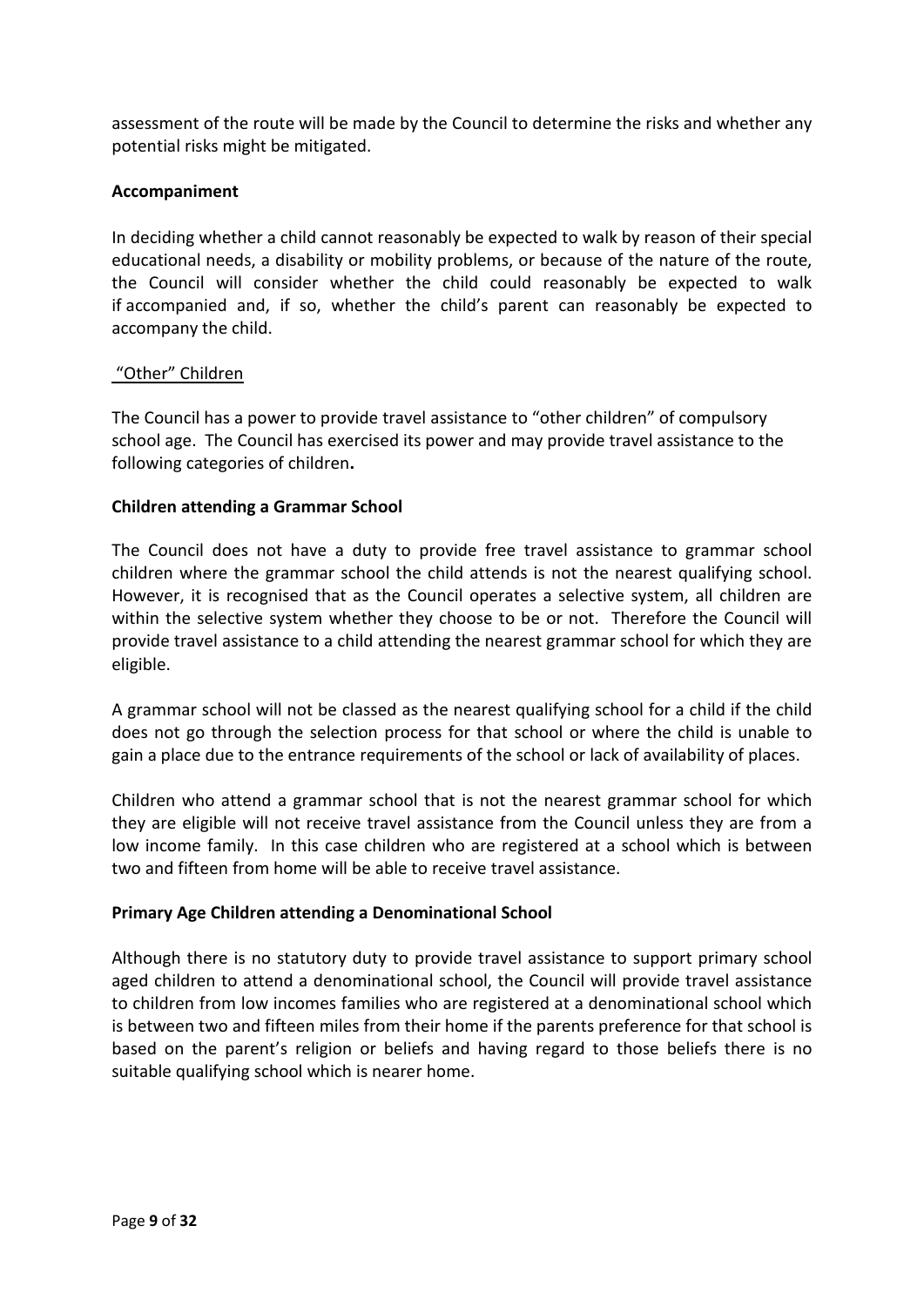assessment of the route will be made by the Council to determine the risks and whether any potential risks might be mitigated.

**Accompaniment**

In deciding whether a child cannot reasonably be expected to walk by reason of their special educational needs, a disability or mobility problems, or because of the nature of the route, the Council will consider whether the child could reasonably be expected to walk if accompanied and, if so, whether the child's parent can reasonably be expected to accompany the child.

"Other" Children

The Council has a power to provide travel assistance to "other children" of compulsory school age. The Council has exercised its power and may provide travel assistance to the following categories of children**.**

**Children attending a Grammar School**

The Council does not have a duty to provide free travel assistance to grammar school children where the grammar school the child attends is not the nearest qualifying school. However, it is recognised that as the Council operates a selective system, all children are within the selective system whether they choose to be or not. Therefore the Council will provide travel assistance to a child attending the nearest grammar school for which they are eligible.

A grammar school will not be classed as the nearest qualifying school for a child if the child does not go through the selection process for that school or where the child is unable to gain a place due to the entrance requirements of the school or lack of availability of places.

Children who attend a grammar school that is not the nearest grammar school for which they are eligible will not receive travel assistance from the Council unless they are from a low income family. In this case children who are registered at a school which is between two and fifteen from home will be able to receive travel assistance.

**Primary Age Children attending a Denominational School**

Although there is no statutory duty to provide travel assistance to support primary school aged children to attend a denominational school, the Council will provide travel assistance to children from low incomes families who are registered at a denominational school which is between two and fifteen miles from their home if the parents preference for that school is based on the parent's religion or beliefs and having regard to those beliefs there is no suitable qualifying school which is nearer home.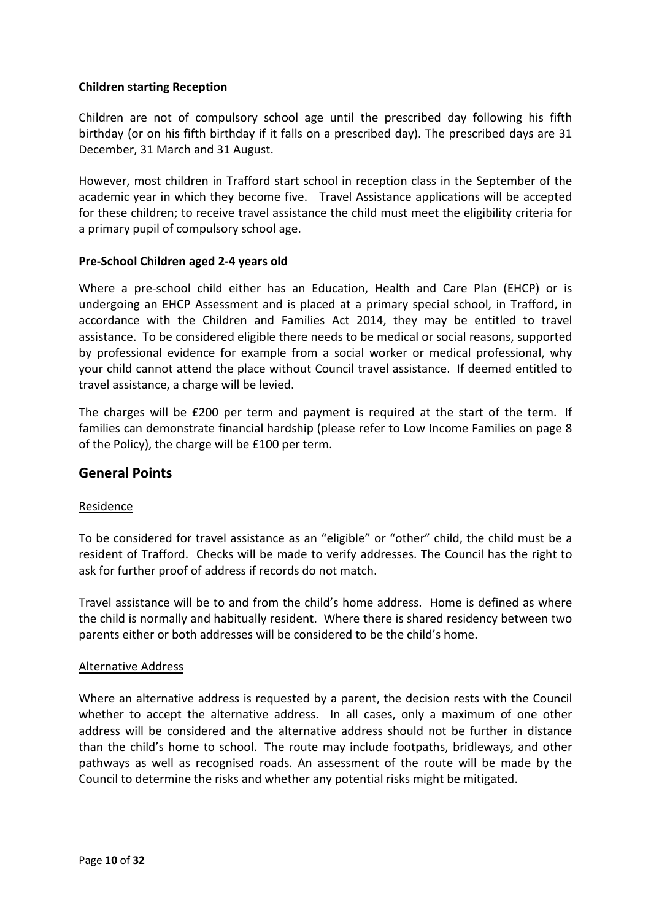**Children starting Reception**

Children are not of compulsory school age until the prescribed day following his fifth birthday (or on his fifth birthday if it falls on a prescribed day). The prescribed days are 31 December, 31 March and 31 August.

However, most children in Trafford start school in reception class in the September of the academic year in which they become five. Travel Assistance applications will be accepted for these children; to receive travel assistance the child must meet the eligibility criteria for a primary pupil of compulsory school age.

**Pre-School Children aged 2-4 years old**

Where a pre-school child either has an Education, Health and Care Plan (EHCP) or is undergoing an EHCP Assessment and is placed at a primary special school, in Trafford, in accordance with the Children and Families Act 2014, they may be entitled to travel assistance. To be considered eligible there needs to be medical or social reasons, supported by professional evidence for example from a social worker or medical professional, why your child cannot attend the place without Council travel assistance. If deemed entitled to travel assistance, a charge will be levied.

The charges will be £200 per term and payment is required at the start of the term. If families can demonstrate financial hardship (please refer to Low Income Families on page 8 of the Policy), the charge will be £100 per term.

## General Points

Residence

To be considered for travel assistance as an "eligible" or "other" child, the child must be a resident of Trafford. Checks will be made to verify addresses. The Council has the right to ask for further proof of address if records do not match.

Travel assistance will be to and from the child's home address. Home is defined as where the child is normally and habitually resident. Where there is shared residency between two parents either or both addresses will be considered to be the child's home.

Alternative Address

Where an alternative address is requested by a parent, the decision rests with the Council whether to accept the alternative address. In all cases, only a maximum of one other address will be considered and the alternative address should not be further in distance than the child's home to school. The route may include footpaths, bridleways, and other pathways as well as recognised roads. An assessment of the route will be made by the Council to determine the risks and whether any potential risks might be mitigated.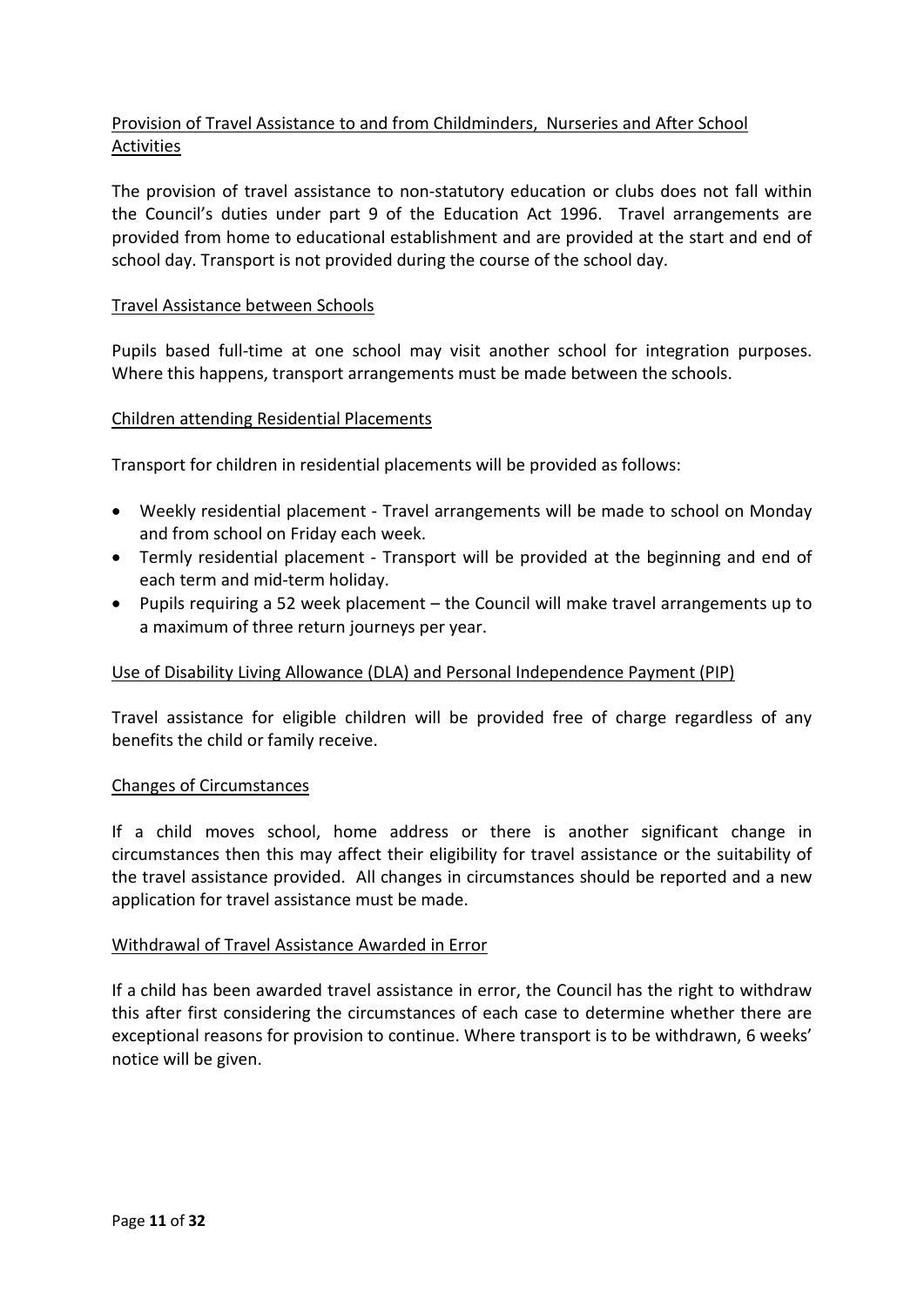## Provision of Travel Assistance to and from Childminders, Nurseries and After School Activities

The provision of travel assistance to non-statutory education or clubs does not fall within the Council's duties under part 9 of the Education Act 1996. Travel arrangements are provided from home to educational establishment and are provided at the start and end of school day. Transport is not provided during the course of the school day.

## Travel Assistance between Schools

Pupils based full-time at one school may visit another school for integration purposes. Where this happens, transport arrangements must be made between the schools.

## Children attending Residential Placements

Transport for children in residential placements will be provided as follows:

- Weekly residential placement - Travel arrangements will be made to school on Monday and from school on Friday each week.
- Termly residential placement - Transport will be provided at the beginning and end of each term and mid-term holiday.
- Pupils requiring a 52 week placement – the Council will make travel arrangements up to a maximum of three return journeys per year.

## Use of Disability Living Allowance (DLA) and Personal Independence Payment (PIP)

Travel assistance for eligible children will be provided free of charge regardless of any benefits the child or family receive.

## Changes of Circumstances

If a child moves school, home address or there is another significant change in circumstances then this may affect their eligibility for travel assistance or the suitability of the travel assistance provided. All changes in circumstances should be reported and a new application for travel assistance must be made.

## Withdrawal of Travel Assistance Awarded in Error

If a child has been awarded travel assistance in error, the Council has the right to withdraw this after first considering the circumstances of each case to determine whether there are exceptional reasons for provision to continue. Where transport is to be withdrawn, 6 weeks' notice will be given.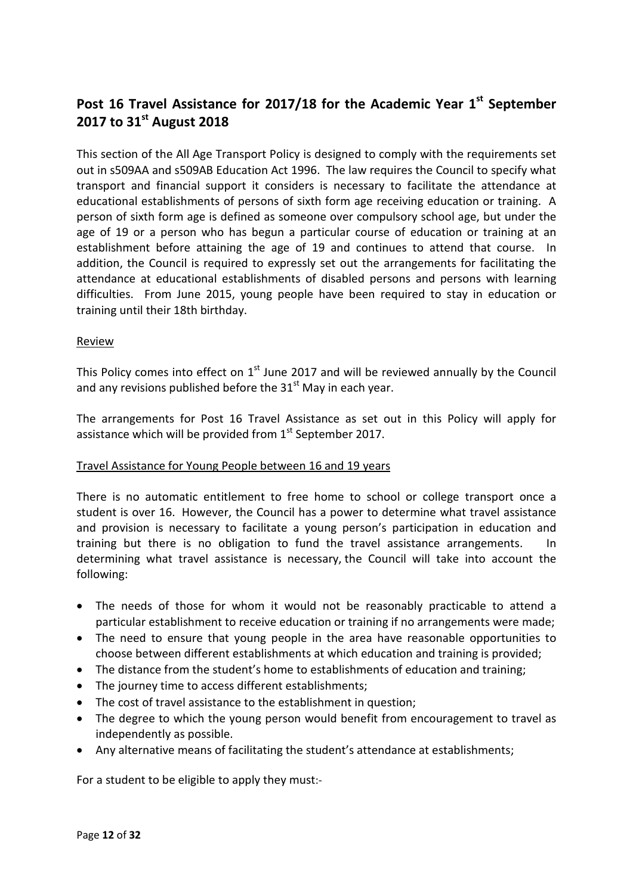## Post 16 Travel Assistance for 2017/18 for the Academic Year 1st September 2017 to 31st August 2018

This section of the All Age Transport Policy is designed to comply with the requirements set out in s509AA and s509AB Education Act 1996. The law requires the Council to specify what transport and financial support it considers is necessary to facilitate the attendance at educational establishments of persons of sixth form age receiving education or training. A person of sixth form age is defined as someone over compulsory school age, but under the age of 19 or a person who has begun a particular course of education or training at an establishment before attaining the age of 19 and continues to attend that course. In addition, the Council is required to expressly set out the arrangements for facilitating the attendance at educational establishments of disabled persons and persons with learning difficulties. From June 2015, young people have been required to stay in education or training until their 18th birthday.

Review

This Policy comes into effect on 1st June 2017 and will be reviewed annually by the Council and any revisions published before the 31st May in each year.

The arrangements for Post 16 Travel Assistance as set out in this Policy will apply for assistance which will be provided from 1st September 2017.

Travel Assistance for Young People between 16 and 19 years

There is no automatic entitlement to free home to school or college transport once a student is over 16. However, the Council has a power to determine what travel assistance and provision is necessary to facilitate a young person's participation in education and training but there is no obligation to fund the travel assistance arrangements. In determining what travel assistance is necessary, the Council will take into account the following:

- The needs of those for whom it would not be reasonably practicable to attend a particular establishment to receive education or training if no arrangements were made;
- The need to ensure that young people in the area have reasonable opportunities to choose between different establishments at which education and training is provided;
- The distance from the student's home to establishments of education and training;
- The journey time to access different establishments;
- The cost of travel assistance to the establishment in question;
- The degree to which the young person would benefit from encouragement to travel as independently as possible.
- Any alternative means of facilitating the student's attendance at establishments;

For a student to be eligible to apply they must:-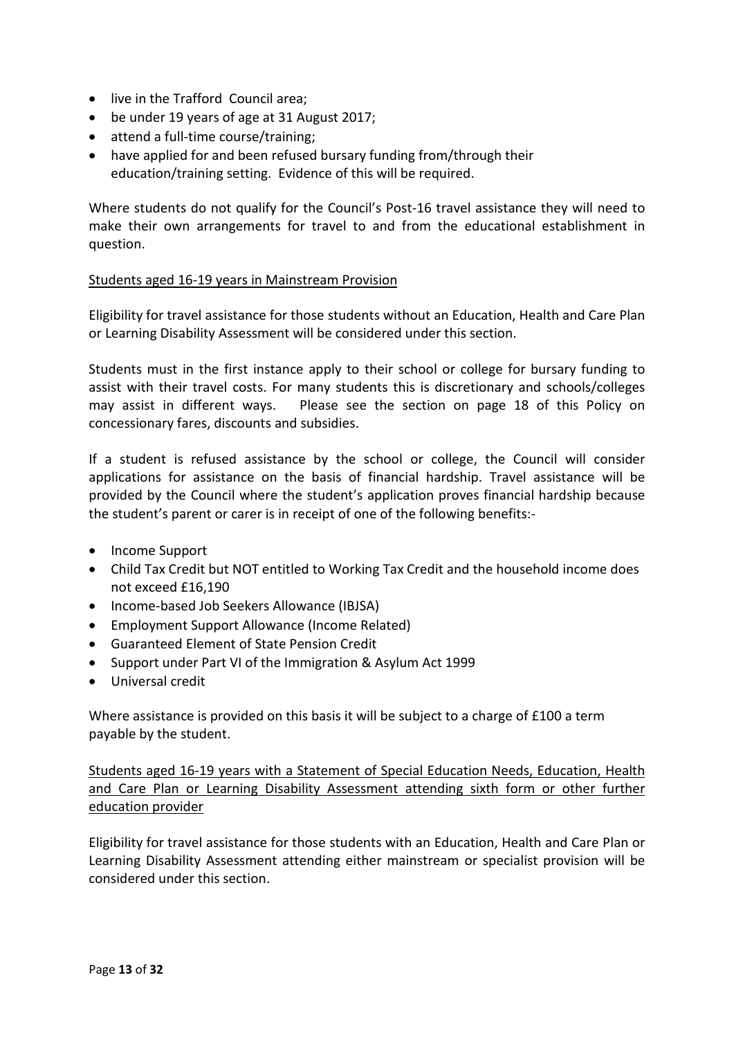- live in the Trafford  Council area;
- be under 19 years of age at 31 August 2017;
- attend a full-time course/training;
- have applied for and been refused bursary funding from/through their education/training setting.  Evidence of this will be required.

Where students do not qualify for the Council's Post-16 travel assistance they will need to make their own arrangements for travel to and from the educational establishment in question.

Students aged 16-19 years in Mainstream Provision

Eligibility for travel assistance for those students without an Education, Health and Care Plan or Learning Disability Assessment will be considered under this section.

Students must in the first instance apply to their school or college for bursary funding to assist with their travel costs. For many students this is discretionary and schools/colleges may assist in different ways.   Please see the section on page 18 of this Policy on concessionary fares, discounts and subsidies.

If a student is refused assistance by the school or college, the Council will consider applications for assistance on the basis of financial hardship. Travel assistance will be provided by the Council where the student's application proves financial hardship because the student's parent or carer is in receipt of one of the following benefits:-

- Income Support
- Child Tax Credit but NOT entitled to Working Tax Credit and the household income does not exceed £16,190
- Income-based Job Seekers Allowance (IBJSA)
- Employment Support Allowance (Income Related)
- Guaranteed Element of State Pension Credit
- Support under Part VI of the Immigration & Asylum Act 1999
- Universal credit

Where assistance is provided on this basis it will be subject to a charge of £100 a term payable by the student.

Students aged 16-19 years with a Statement of Special Education Needs, Education, Health and Care Plan or Learning Disability Assessment attending sixth form or other further education provider

Eligibility for travel assistance for those students with an Education, Health and Care Plan or Learning Disability Assessment attending either mainstream or specialist provision will be considered under this section.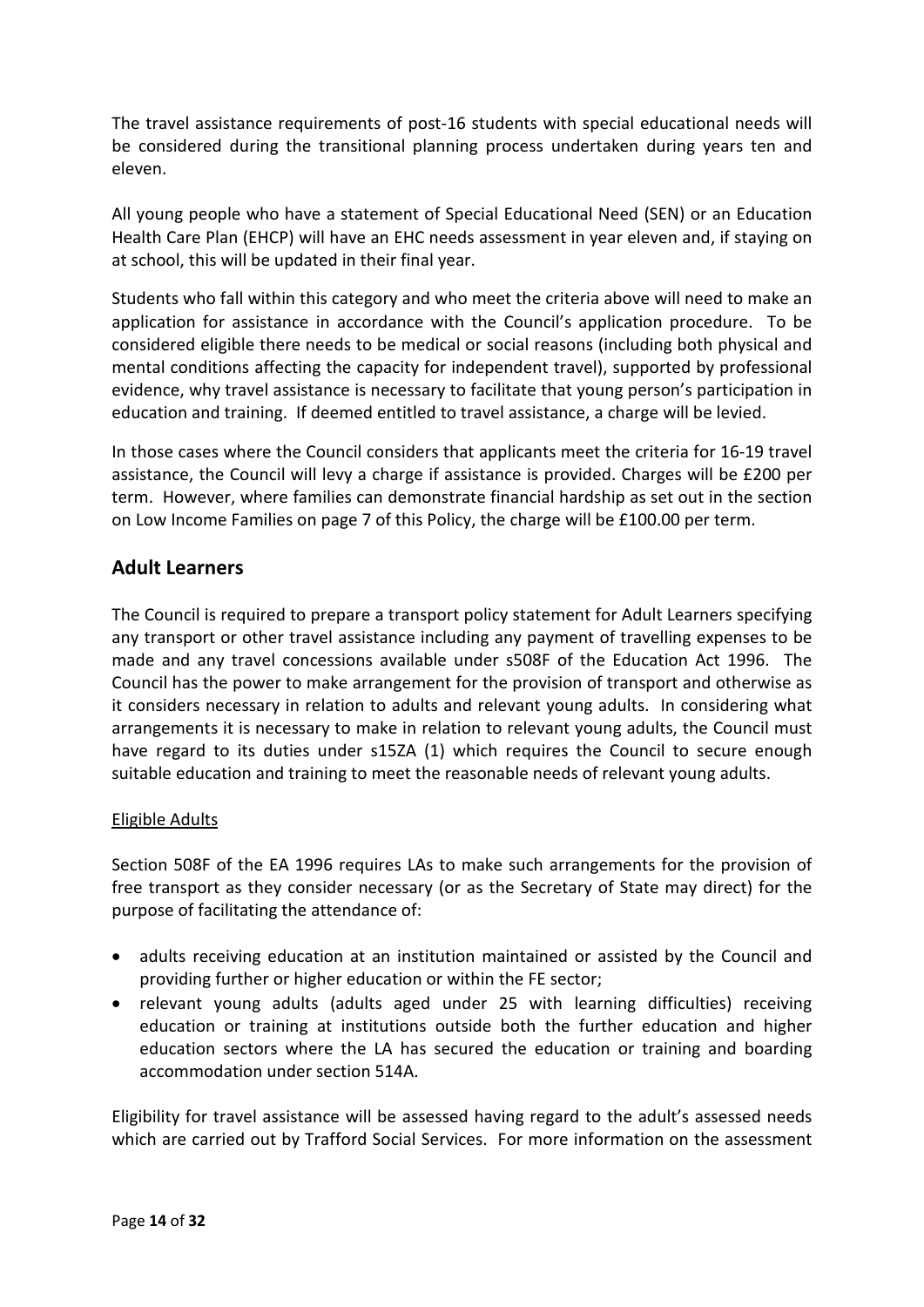The travel assistance requirements of post-16 students with special educational needs will be considered during the transitional planning process undertaken during years ten and eleven.

All young people who have a statement of Special Educational Need (SEN) or an Education Health Care Plan (EHCP) will have an EHC needs assessment in year eleven and, if staying on at school, this will be updated in their final year.

Students who fall within this category and who meet the criteria above will need to make an application for assistance in accordance with the Council's application procedure. To be considered eligible there needs to be medical or social reasons (including both physical and mental conditions affecting the capacity for independent travel), supported by professional evidence, why travel assistance is necessary to facilitate that young person's participation in education and training. If deemed entitled to travel assistance, a charge will be levied.

In those cases where the Council considers that applicants meet the criteria for 16-19 travel assistance, the Council will levy a charge if assistance is provided. Charges will be £200 per term. However, where families can demonstrate financial hardship as set out in the section on Low Income Families on page 7 of this Policy, the charge will be £100.00 per term.

## Adult Learners

The Council is required to prepare a transport policy statement for Adult Learners specifying any transport or other travel assistance including any payment of travelling expenses to be made and any travel concessions available under s508F of the Education Act 1996. The Council has the power to make arrangement for the provision of transport and otherwise as it considers necessary in relation to adults and relevant young adults. In considering what arrangements it is necessary to make in relation to relevant young adults, the Council must have regard to its duties under s15ZA (1) which requires the Council to secure enough suitable education and training to meet the reasonable needs of relevant young adults.

<u>Eligible Adults</u>

Section 508F of the EA 1996 requires LAs to make such arrangements for the provision of free transport as they consider necessary (or as the Secretary of State may direct) for the purpose of facilitating the attendance of:

- adults receiving education at an institution maintained or assisted by the Council and providing further or higher education or within the FE sector;
- relevant young adults (adults aged under 25 with learning difficulties) receiving education or training at institutions outside both the further education and higher education sectors where the LA has secured the education or training and boarding accommodation under section 514A.

Eligibility for travel assistance will be assessed having regard to the adult's assessed needs which are carried out by Trafford Social Services. For more information on the assessment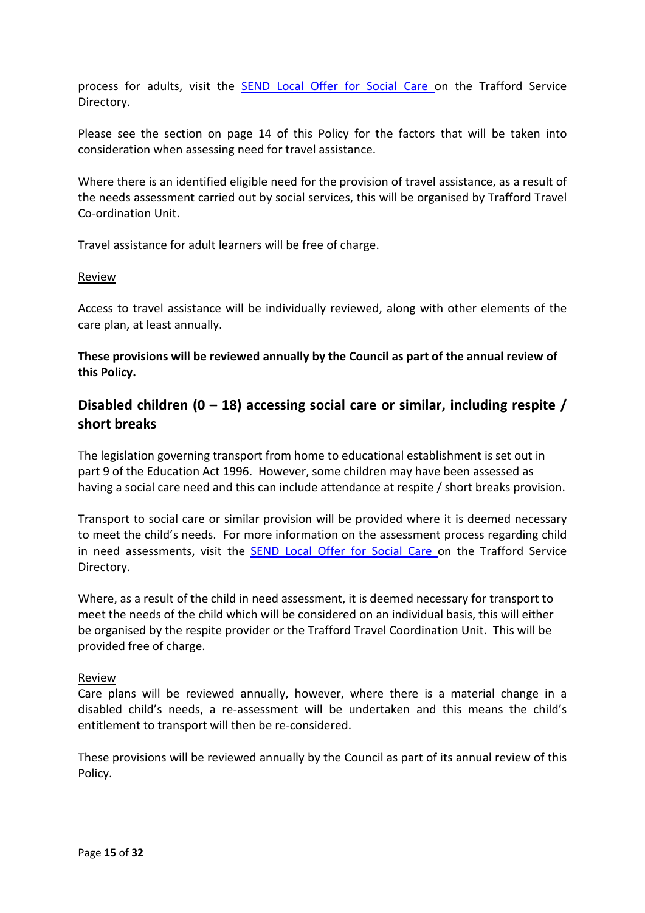process for adults, visit the SEND Local Offer for Social Care on the Trafford Service Directory.

Please see the section on page 14 of this Policy for the factors that will be taken into consideration when assessing need for travel assistance.

Where there is an identified eligible need for the provision of travel assistance, as a result of the needs assessment carried out by social services, this will be organised by Trafford Travel Co-ordination Unit.

Travel assistance for adult learners will be free of charge.

<u>Review</u>

Access to travel assistance will be individually reviewed, along with other elements of the care plan, at least annually.

**These provisions will be reviewed annually by the Council as part of the annual review of this Policy.**

## Disabled children (0 – 18) accessing social care or similar, including respite / short breaks

The legislation governing transport from home to educational establishment is set out in part 9 of the Education Act 1996. However, some children may have been assessed as having a social care need and this can include attendance at respite / short breaks provision.

Transport to social care or similar provision will be provided where it is deemed necessary to meet the child's needs. For more information on the assessment process regarding child in need assessments, visit the SEND Local Offer for Social Care on the Trafford Service Directory.

Where, as a result of the child in need assessment, it is deemed necessary for transport to meet the needs of the child which will be considered on an individual basis, this will either be organised by the respite provider or the Trafford Travel Coordination Unit. This will be provided free of charge.

<u>Review</u>

Care plans will be reviewed annually, however, where there is a material change in a disabled child's needs, a re-assessment will be undertaken and this means the child's entitlement to transport will then be re-considered.

These provisions will be reviewed annually by the Council as part of its annual review of this Policy.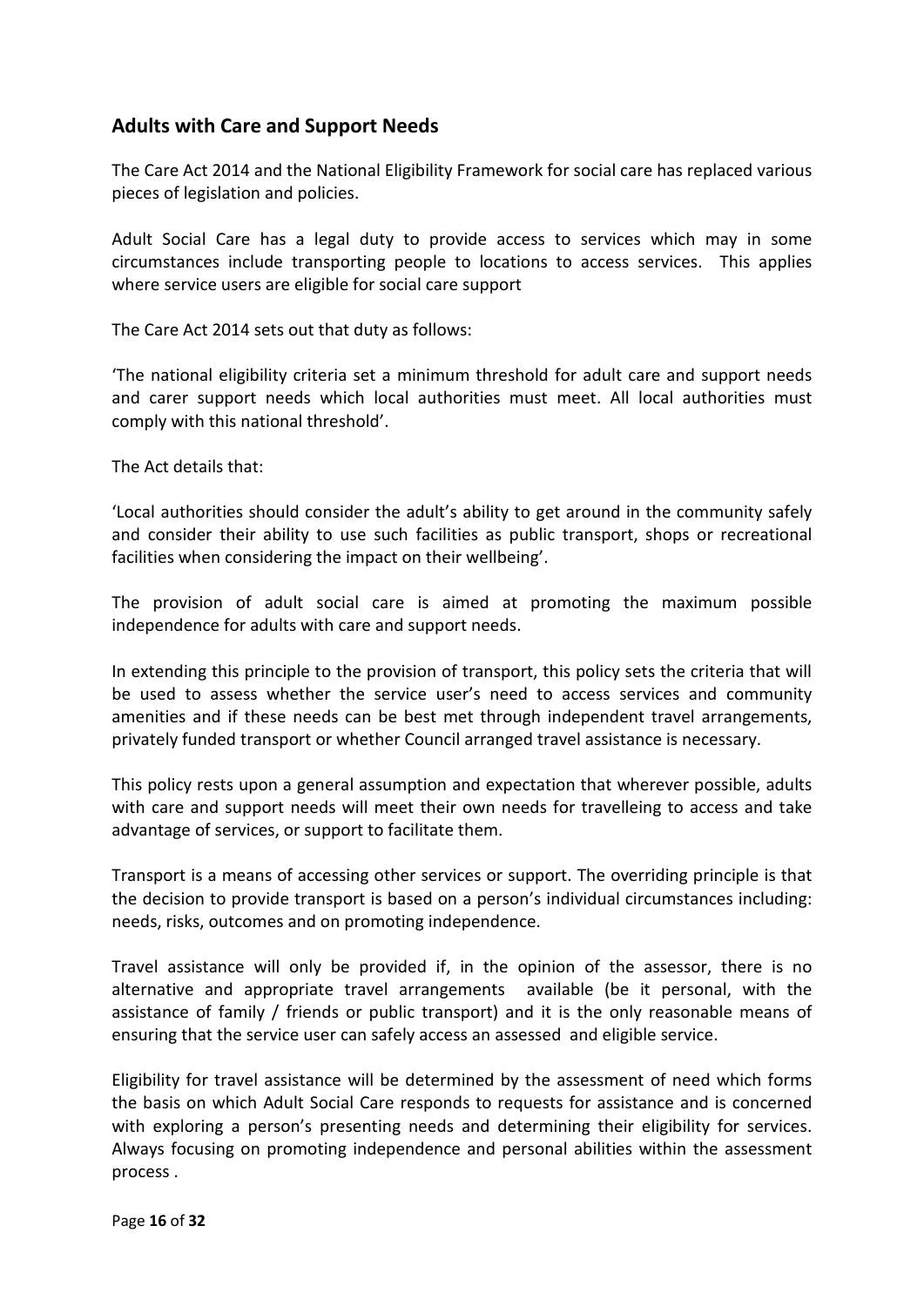## Adults with Care and Support Needs

The Care Act 2014 and the National Eligibility Framework for social care has replaced various pieces of legislation and policies.

Adult Social Care has a legal duty to provide access to services which may in some circumstances include transporting people to locations to access services. This applies where service users are eligible for social care support

The Care Act 2014 sets out that duty as follows:

'The national eligibility criteria set a minimum threshold for adult care and support needs and carer support needs which local authorities must meet. All local authorities must comply with this national threshold'.

The Act details that:

'Local authorities should consider the adult's ability to get around in the community safely and consider their ability to use such facilities as public transport, shops or recreational facilities when considering the impact on their wellbeing'.

The provision of adult social care is aimed at promoting the maximum possible independence for adults with care and support needs.

In extending this principle to the provision of transport, this policy sets the criteria that will be used to assess whether the service user's need to access services and community amenities and if these needs can be best met through independent travel arrangements, privately funded transport or whether Council arranged travel assistance is necessary.

This policy rests upon a general assumption and expectation that wherever possible, adults with care and support needs will meet their own needs for travelleing to access and take advantage of services, or support to facilitate them.

Transport is a means of accessing other services or support. The overriding principle is that the decision to provide transport is based on a person's individual circumstances including: needs, risks, outcomes and on promoting independence.

Travel assistance will only be provided if, in the opinion of the assessor, there is no alternative and appropriate travel arrangements available (be it personal, with the assistance of family / friends or public transport) and it is the only reasonable means of ensuring that the service user can safely access an assessed and eligible service.

Eligibility for travel assistance will be determined by the assessment of need which forms the basis on which Adult Social Care responds to requests for assistance and is concerned with exploring a person's presenting needs and determining their eligibility for services. Always focusing on promoting independence and personal abilities within the assessment process .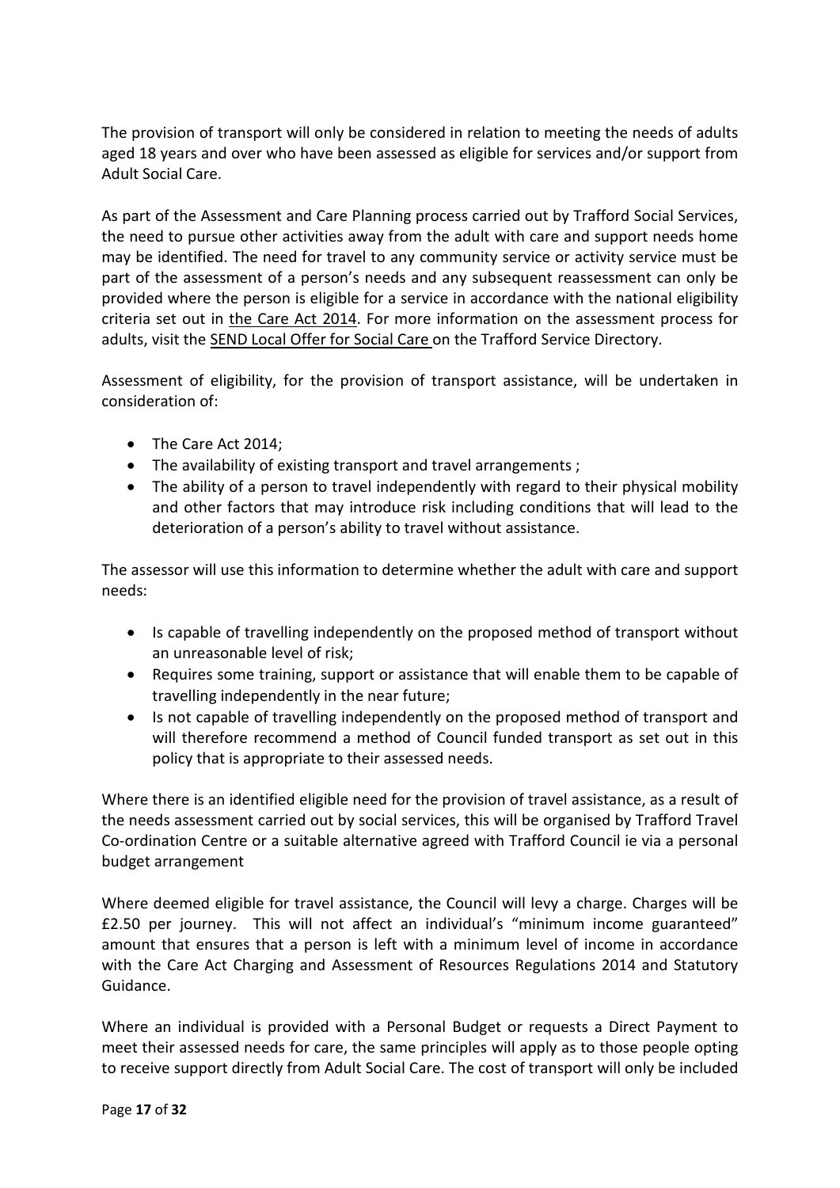The provision of transport will only be considered in relation to meeting the needs of adults aged 18 years and over who have been assessed as eligible for services and/or support from Adult Social Care.

As part of the Assessment and Care Planning process carried out by Trafford Social Services, the need to pursue other activities away from the adult with care and support needs home may be identified. The need for travel to any community service or activity service must be part of the assessment of a person's needs and any subsequent reassessment can only be provided where the person is eligible for a service in accordance with the national eligibility criteria set out in the Care Act 2014. For more information on the assessment process for adults, visit the SEND Local Offer for Social Care on the Trafford Service Directory.

Assessment of eligibility, for the provision of transport assistance, will be undertaken in consideration of:

- The Care Act 2014;
- The availability of existing transport and travel arrangements ;
- The ability of a person to travel independently with regard to their physical mobility and other factors that may introduce risk including conditions that will lead to the deterioration of a person's ability to travel without assistance.

The assessor will use this information to determine whether the adult with care and support needs:

- Is capable of travelling independently on the proposed method of transport without an unreasonable level of risk;
- Requires some training, support or assistance that will enable them to be capable of travelling independently in the near future;
- Is not capable of travelling independently on the proposed method of transport and will therefore recommend a method of Council funded transport as set out in this policy that is appropriate to their assessed needs.

Where there is an identified eligible need for the provision of travel assistance, as a result of the needs assessment carried out by social services, this will be organised by Trafford Travel Co-ordination Centre or a suitable alternative agreed with Trafford Council ie via a personal budget arrangement

Where deemed eligible for travel assistance, the Council will levy a charge. Charges will be £2.50 per journey. This will not affect an individual's "minimum income guaranteed" amount that ensures that a person is left with a minimum level of income in accordance with the Care Act Charging and Assessment of Resources Regulations 2014 and Statutory Guidance.

Where an individual is provided with a Personal Budget or requests a Direct Payment to meet their assessed needs for care, the same principles will apply as to those people opting to receive support directly from Adult Social Care. The cost of transport will only be included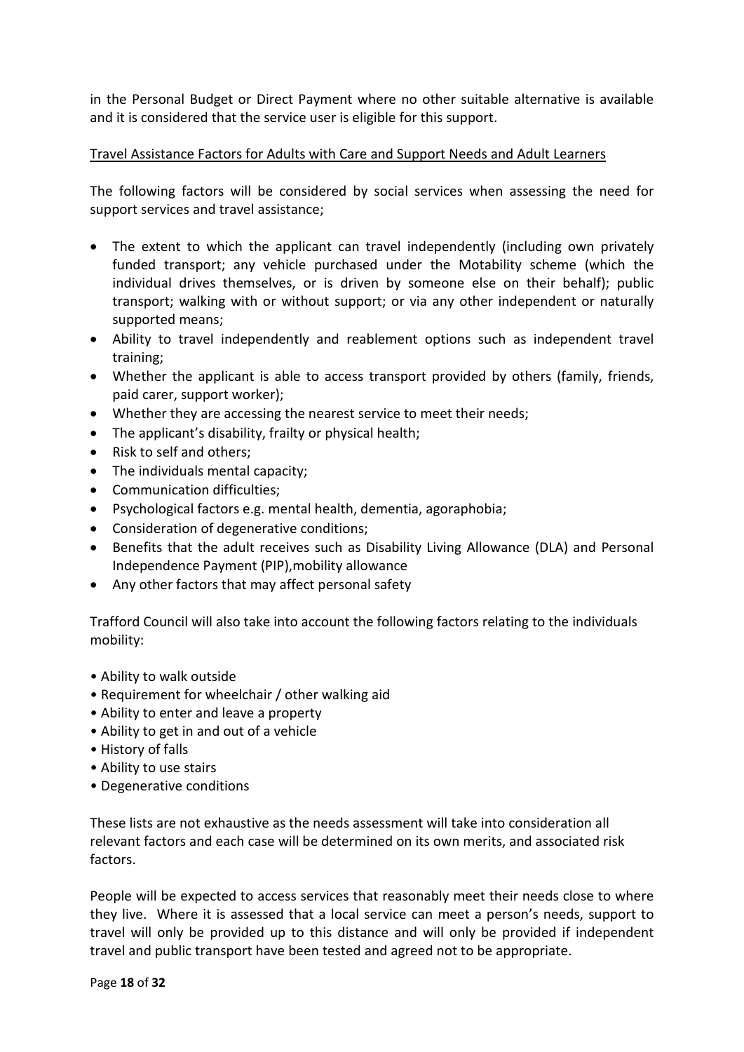in the Personal Budget or Direct Payment where no other suitable alternative is available and it is considered that the service user is eligible for this support.

<u>Travel Assistance Factors for Adults with Care and Support Needs and Adult Learners</u>

The following factors will be considered by social services when assessing the need for support services and travel assistance;

- The extent to which the applicant can travel independently (including own privately funded transport; any vehicle purchased under the Motability scheme (which the individual drives themselves, or is driven by someone else on their behalf); public transport; walking with or without support; or via any other independent or naturally supported means;
- Ability to travel independently and reablement options such as independent travel training;
- Whether the applicant is able to access transport provided by others (family, friends, paid carer, support worker);
- Whether they are accessing the nearest service to meet their needs;
- The applicant's disability, frailty or physical health;
- Risk to self and others;
- The individuals mental capacity;
- Communication difficulties;
- Psychological factors e.g. mental health, dementia, agoraphobia;
- Consideration of degenerative conditions;
- Benefits that the adult receives such as Disability Living Allowance (DLA) and Personal Independence Payment (PIP),mobility allowance
- Any other factors that may affect personal safety

Trafford Council will also take into account the following factors relating to the individuals mobility:

- Ability to walk outside
- Requirement for wheelchair / other walking aid
- Ability to enter and leave a property
- Ability to get in and out of a vehicle
- History of falls
- Ability to use stairs
- Degenerative conditions

These lists are not exhaustive as the needs assessment will take into consideration all relevant factors and each case will be determined on its own merits, and associated risk factors.

People will be expected to access services that reasonably meet their needs close to where they live. Where it is assessed that a local service can meet a person's needs, support to travel will only be provided up to this distance and will only be provided if independent travel and public transport have been tested and agreed not to be appropriate.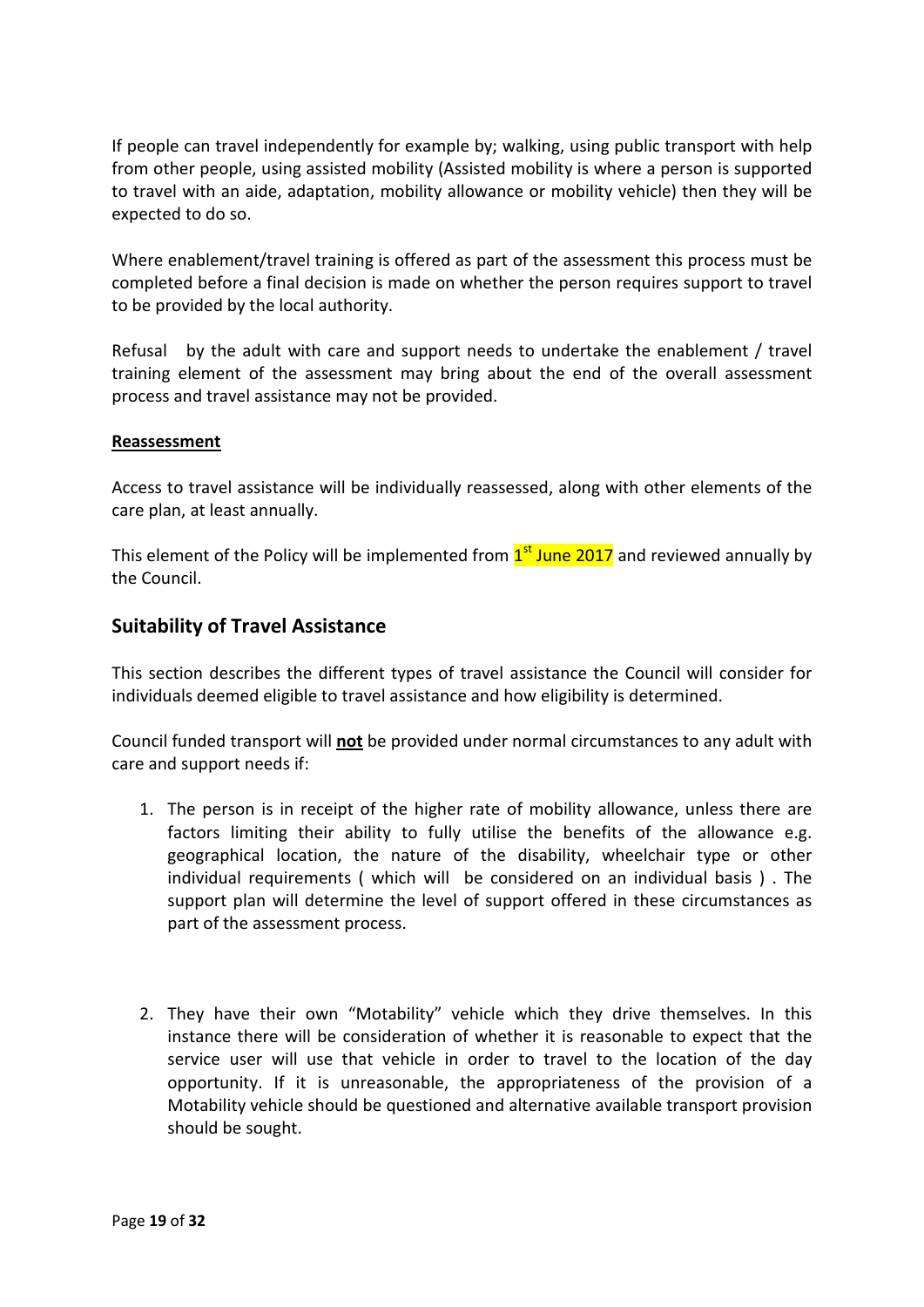If people can travel independently for example by; walking, using public transport with help from other people, using assisted mobility (Assisted mobility is where a person is supported to travel with an aide, adaptation, mobility allowance or mobility vehicle) then they will be expected to do so.

Where enablement/travel training is offered as part of the assessment this process must be completed before a final decision is made on whether the person requires support to travel to be provided by the local authority.

Refusal by the adult with care and support needs to undertake the enablement / travel training element of the assessment may bring about the end of the overall assessment process and travel assistance may not be provided.

**Reassessment**

Access to travel assistance will be individually reassessed, along with other elements of the care plan, at least annually.

This element of the Policy will be implemented from 1st June 2017 and reviewed annually by the Council.

## Suitability of Travel Assistance

This section describes the different types of travel assistance the Council will consider for individuals deemed eligible to travel assistance and how eligibility is determined.

Council funded transport will **not** be provided under normal circumstances to any adult with care and support needs if:

1. The person is in receipt of the higher rate of mobility allowance, unless there are factors limiting their ability to fully utilise the benefits of the allowance e.g. geographical location, the nature of the disability, wheelchair type or other individual requirements ( which will be considered on an individual basis ) . The support plan will determine the level of support offered in these circumstances as part of the assessment process.

2. They have their own "Motability" vehicle which they drive themselves. In this instance there will be consideration of whether it is reasonable to expect that the service user will use that vehicle in order to travel to the location of the day opportunity. If it is unreasonable, the appropriateness of the provision of a Motability vehicle should be questioned and alternative available transport provision should be sought.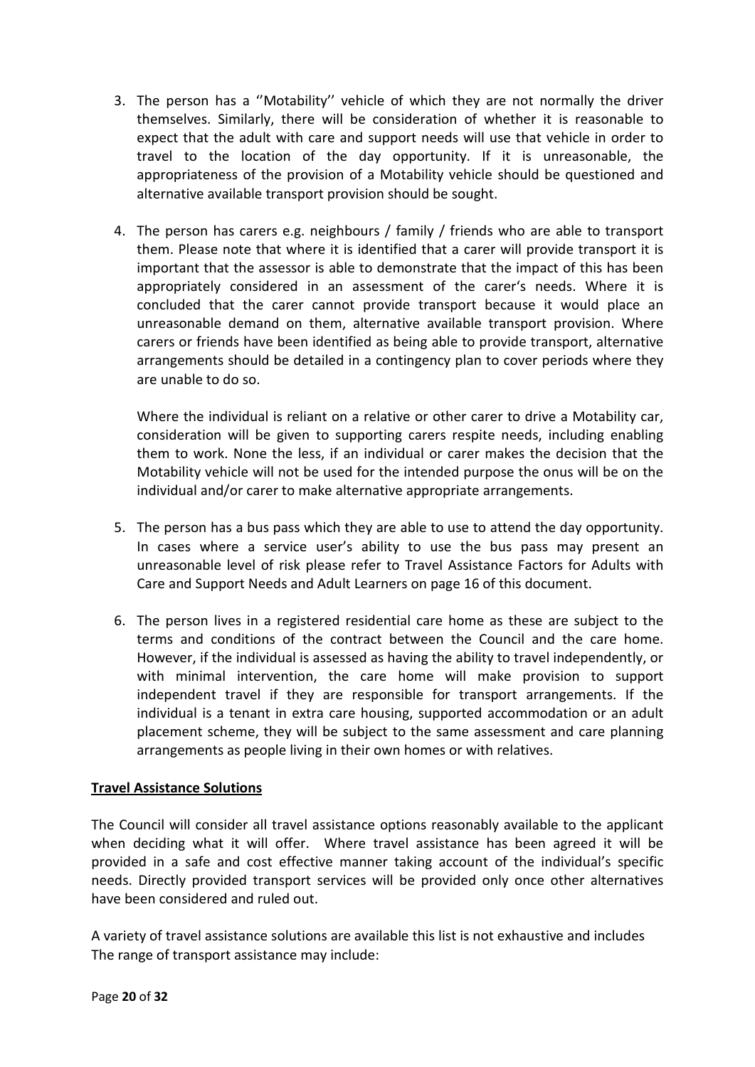3. The person has a ''Motability'' vehicle of which they are not normally the driver themselves. Similarly, there will be consideration of whether it is reasonable to expect that the adult with care and support needs will use that vehicle in order to travel to the location of the day opportunity. If it is unreasonable, the appropriateness of the provision of a Motability vehicle should be questioned and alternative available transport provision should be sought.

4. The person has carers e.g. neighbours / family / friends who are able to transport them. Please note that where it is identified that a carer will provide transport it is important that the assessor is able to demonstrate that the impact of this has been appropriately considered in an assessment of the carer's needs. Where it is concluded that the carer cannot provide transport because it would place an unreasonable demand on them, alternative available transport provision. Where carers or friends have been identified as being able to provide transport, alternative arrangements should be detailed in a contingency plan to cover periods where they are unable to do so.

   Where the individual is reliant on a relative or other carer to drive a Motability car, consideration will be given to supporting carers respite needs, including enabling them to work. None the less, if an individual or carer makes the decision that the Motability vehicle will not be used for the intended purpose the onus will be on the individual and/or carer to make alternative appropriate arrangements.

5. The person has a bus pass which they are able to use to attend the day opportunity. In cases where a service user's ability to use the bus pass may present an unreasonable level of risk please refer to Travel Assistance Factors for Adults with Care and Support Needs and Adult Learners on page 16 of this document.

6. The person lives in a registered residential care home as these are subject to the terms and conditions of the contract between the Council and the care home. However, if the individual is assessed as having the ability to travel independently, or with minimal intervention, the care home will make provision to support independent travel if they are responsible for transport arrangements. If the individual is a tenant in extra care housing, supported accommodation or an adult placement scheme, they will be subject to the same assessment and care planning arrangements as people living in their own homes or with relatives.

**Travel Assistance Solutions**

The Council will consider all travel assistance options reasonably available to the applicant when deciding what it will offer. Where travel assistance has been agreed it will be provided in a safe and cost effective manner taking account of the individual's specific needs. Directly provided transport services will be provided only once other alternatives have been considered and ruled out.

A variety of travel assistance solutions are available this list is not exhaustive and includes
The range of transport assistance may include: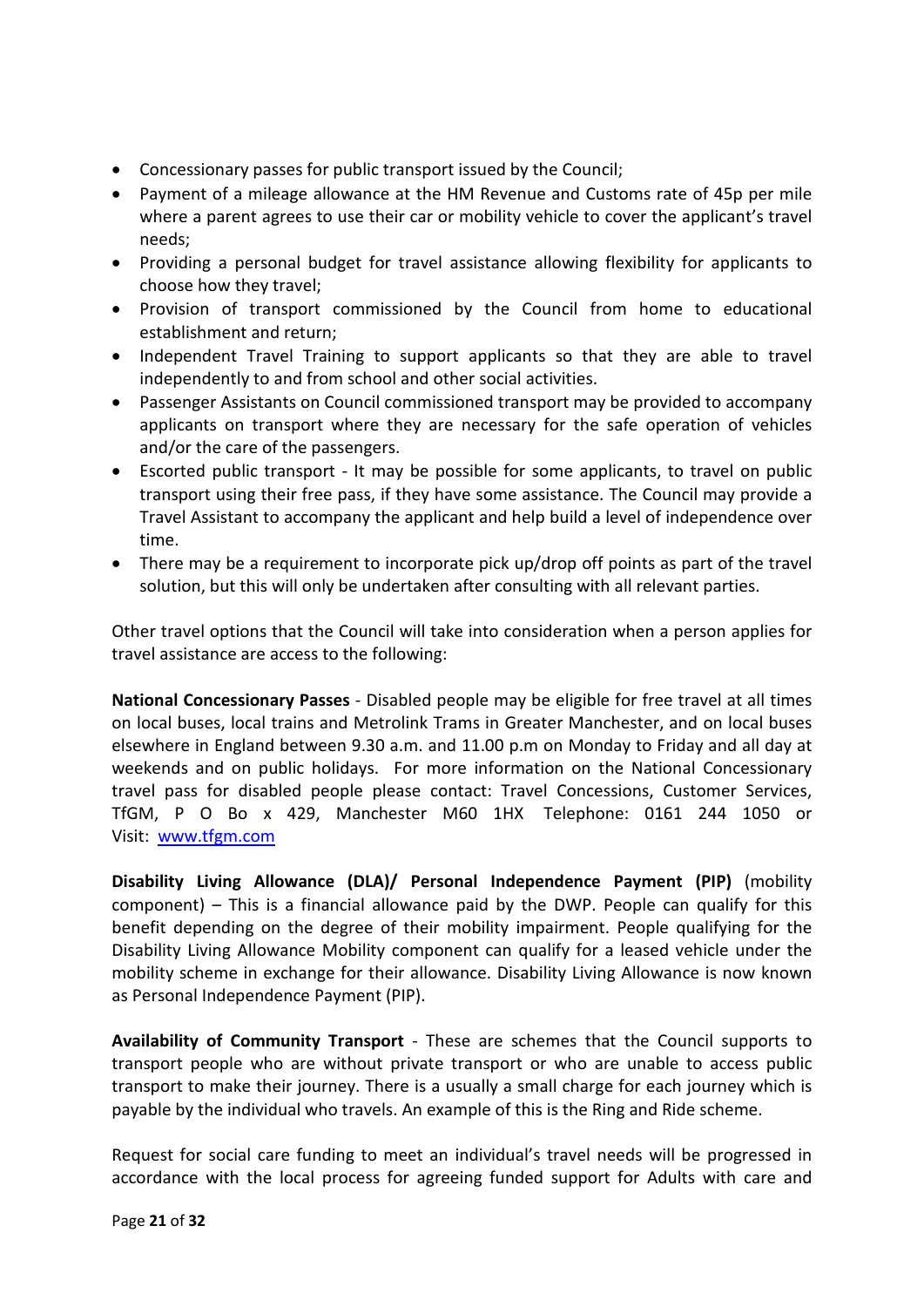- Concessionary passes for public transport issued by the Council;
- Payment of a mileage allowance at the HM Revenue and Customs rate of 45p per mile where a parent agrees to use their car or mobility vehicle to cover the applicant's travel needs;
- Providing a personal budget for travel assistance allowing flexibility for applicants to choose how they travel;
- Provision of transport commissioned by the Council from home to educational establishment and return;
- Independent Travel Training to support applicants so that they are able to travel independently to and from school and other social activities.
- Passenger Assistants on Council commissioned transport may be provided to accompany applicants on transport where they are necessary for the safe operation of vehicles and/or the care of the passengers.
- Escorted public transport - It may be possible for some applicants, to travel on public transport using their free pass, if they have some assistance. The Council may provide a Travel Assistant to accompany the applicant and help build a level of independence over time.
- There may be a requirement to incorporate pick up/drop off points as part of the travel solution, but this will only be undertaken after consulting with all relevant parties.

Other travel options that the Council will take into consideration when a person applies for travel assistance are access to the following:

**National Concessionary Passes** - Disabled people may be eligible for free travel at all times on local buses, local trains and Metrolink Trams in Greater Manchester, and on local buses elsewhere in England between 9.30 a.m. and 11.00 p.m on Monday to Friday and all day at weekends and on public holidays. For more information on the National Concessionary travel pass for disabled people please contact: Travel Concessions, Customer Services, TfGM, P O Bo x 429, Manchester M60 1HX Telephone: 0161 244 1050 or Visit: [www.tfgm.com](www.tfgm.com)

**Disability Living Allowance (DLA)/ Personal Independence Payment (PIP)** (mobility component) – This is a financial allowance paid by the DWP. People can qualify for this benefit depending on the degree of their mobility impairment. People qualifying for the Disability Living Allowance Mobility component can qualify for a leased vehicle under the mobility scheme in exchange for their allowance. Disability Living Allowance is now known as Personal Independence Payment (PIP).

**Availability of Community Transport** - These are schemes that the Council supports to transport people who are without private transport or who are unable to access public transport to make their journey. There is a usually a small charge for each journey which is payable by the individual who travels. An example of this is the Ring and Ride scheme.

Request for social care funding to meet an individual's travel needs will be progressed in accordance with the local process for agreeing funded support for Adults with care and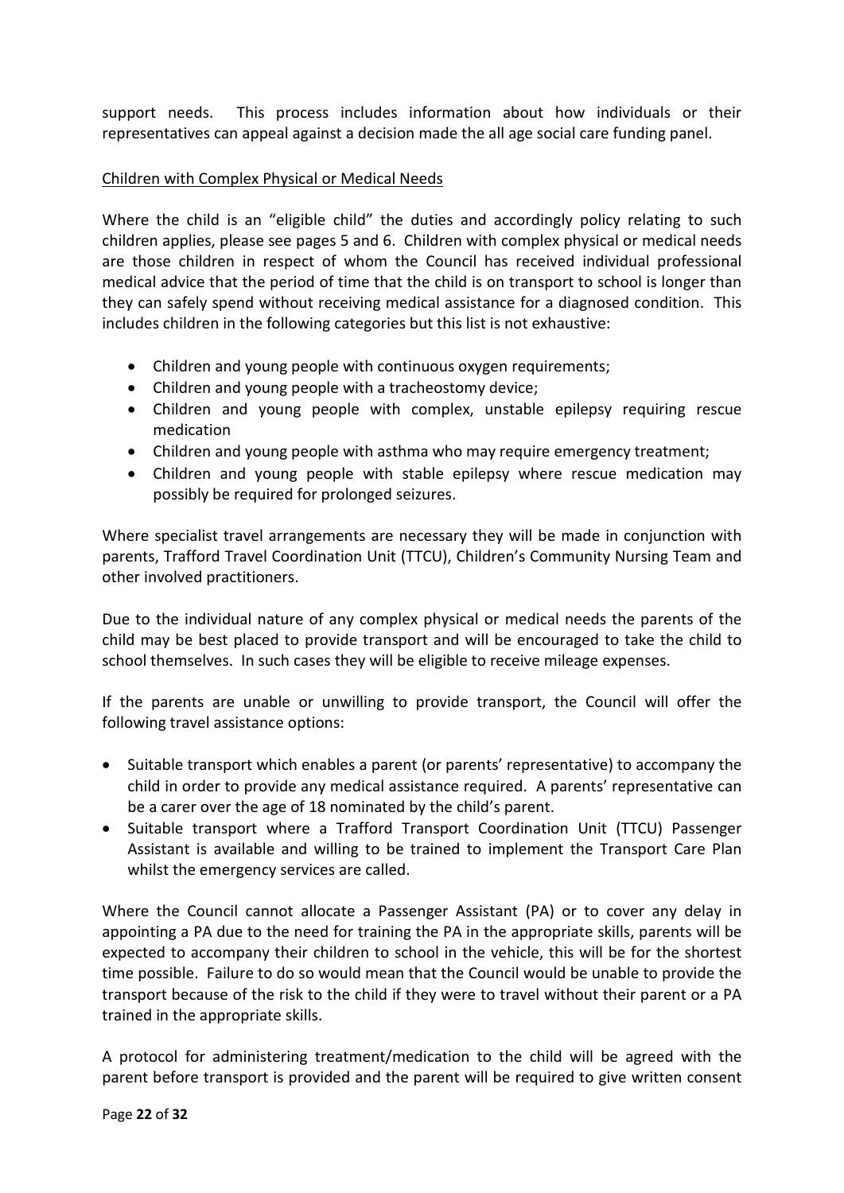support needs. This process includes information about how individuals or their representatives can appeal against a decision made the all age social care funding panel.

Children with Complex Physical or Medical Needs

Where the child is an "eligible child" the duties and accordingly policy relating to such children applies, please see pages 5 and 6. Children with complex physical or medical needs are those children in respect of whom the Council has received individual professional medical advice that the period of time that the child is on transport to school is longer than they can safely spend without receiving medical assistance for a diagnosed condition. This includes children in the following categories but this list is not exhaustive:

- Children and young people with continuous oxygen requirements;
- Children and young people with a tracheostomy device;
- Children and young people with complex, unstable epilepsy requiring rescue medication
- Children and young people with asthma who may require emergency treatment;
- Children and young people with stable epilepsy where rescue medication may possibly be required for prolonged seizures.

Where specialist travel arrangements are necessary they will be made in conjunction with parents, Trafford Travel Coordination Unit (TTCU), Children's Community Nursing Team and other involved practitioners.

Due to the individual nature of any complex physical or medical needs the parents of the child may be best placed to provide transport and will be encouraged to take the child to school themselves. In such cases they will be eligible to receive mileage expenses.

If the parents are unable or unwilling to provide transport, the Council will offer the following travel assistance options:

- Suitable transport which enables a parent (or parents' representative) to accompany the child in order to provide any medical assistance required. A parents' representative can be a carer over the age of 18 nominated by the child's parent.
- Suitable transport where a Trafford Transport Coordination Unit (TTCU) Passenger Assistant is available and willing to be trained to implement the Transport Care Plan whilst the emergency services are called.

Where the Council cannot allocate a Passenger Assistant (PA) or to cover any delay in appointing a PA due to the need for training the PA in the appropriate skills, parents will be expected to accompany their children to school in the vehicle, this will be for the shortest time possible. Failure to do so would mean that the Council would be unable to provide the transport because of the risk to the child if they were to travel without their parent or a PA trained in the appropriate skills.

A protocol for administering treatment/medication to the child will be agreed with the parent before transport is provided and the parent will be required to give written consent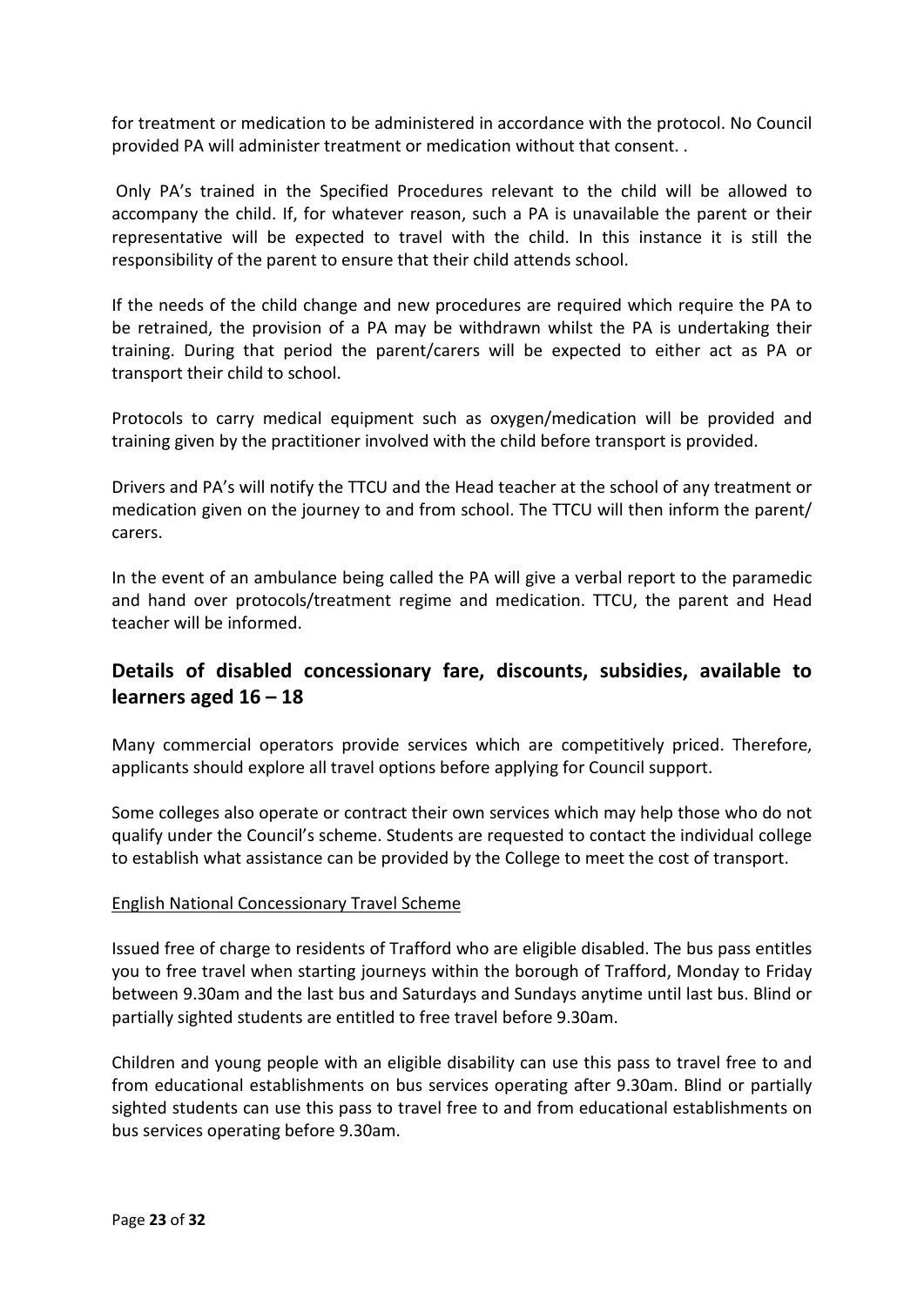for treatment or medication to be administered in accordance with the protocol. No Council provided PA will administer treatment or medication without that consent. .

Only PA's trained in the Specified Procedures relevant to the child will be allowed to accompany the child. If, for whatever reason, such a PA is unavailable the parent or their representative will be expected to travel with the child. In this instance it is still the responsibility of the parent to ensure that their child attends school.

If the needs of the child change and new procedures are required which require the PA to be retrained, the provision of a PA may be withdrawn whilst the PA is undertaking their training. During that period the parent/carers will be expected to either act as PA or transport their child to school.

Protocols to carry medical equipment such as oxygen/medication will be provided and training given by the practitioner involved with the child before transport is provided.

Drivers and PA's will notify the TTCU and the Head teacher at the school of any treatment or medication given on the journey to and from school. The TTCU will then inform the parent/ carers.

In the event of an ambulance being called the PA will give a verbal report to the paramedic and hand over protocols/treatment regime and medication. TTCU, the parent and Head teacher will be informed.

## Details of disabled concessionary fare, discounts, subsidies, available to learners aged 16 – 18

Many commercial operators provide services which are competitively priced. Therefore, applicants should explore all travel options before applying for Council support.

Some colleges also operate or contract their own services which may help those who do not qualify under the Council's scheme. Students are requested to contact the individual college to establish what assistance can be provided by the College to meet the cost of transport.

English National Concessionary Travel Scheme

Issued free of charge to residents of Trafford who are eligible disabled. The bus pass entitles you to free travel when starting journeys within the borough of Trafford, Monday to Friday between 9.30am and the last bus and Saturdays and Sundays anytime until last bus. Blind or partially sighted students are entitled to free travel before 9.30am.

Children and young people with an eligible disability can use this pass to travel free to and from educational establishments on bus services operating after 9.30am. Blind or partially sighted students can use this pass to travel free to and from educational establishments on bus services operating before 9.30am.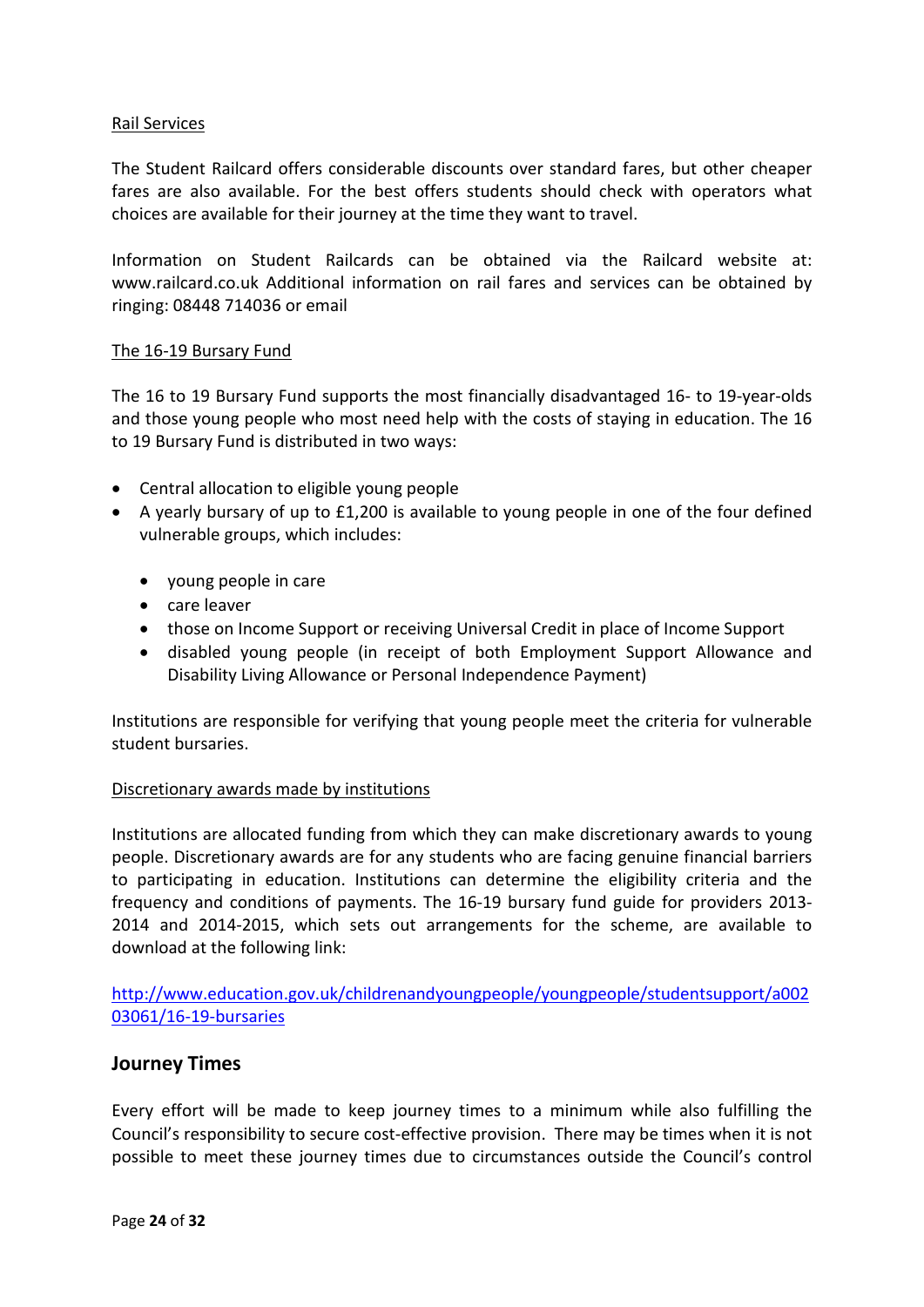Rail Services

The Student Railcard offers considerable discounts over standard fares, but other cheaper fares are also available. For the best offers students should check with operators what choices are available for their journey at the time they want to travel.

Information on Student Railcards can be obtained via the Railcard website at: www.railcard.co.uk Additional information on rail fares and services can be obtained by ringing: 08448 714036 or email

The 16-19 Bursary Fund

The 16 to 19 Bursary Fund supports the most financially disadvantaged 16- to 19-year-olds and those young people who most need help with the costs of staying in education. The 16 to 19 Bursary Fund is distributed in two ways:

- Central allocation to eligible young people
- A yearly bursary of up to £1,200 is available to young people in one of the four defined vulnerable groups, which includes:
  - young people in care
  - care leaver
  - those on Income Support or receiving Universal Credit in place of Income Support
  - disabled young people (in receipt of both Employment Support Allowance and Disability Living Allowance or Personal Independence Payment)

Institutions are responsible for verifying that young people meet the criteria for vulnerable student bursaries.

Discretionary awards made by institutions

Institutions are allocated funding from which they can make discretionary awards to young people. Discretionary awards are for any students who are facing genuine financial barriers to participating in education. Institutions can determine the eligibility criteria and the frequency and conditions of payments. The 16-19 bursary fund guide for providers 2013-2014 and 2014-2015, which sets out arrangements for the scheme, are available to download at the following link:

http://www.education.gov.uk/childrenandyoungpeople/youngpeople/studentsupport/a00203061/16-19-bursaries

## Journey Times

Every effort will be made to keep journey times to a minimum while also fulfilling the Council's responsibility to secure cost-effective provision. There may be times when it is not possible to meet these journey times due to circumstances outside the Council's control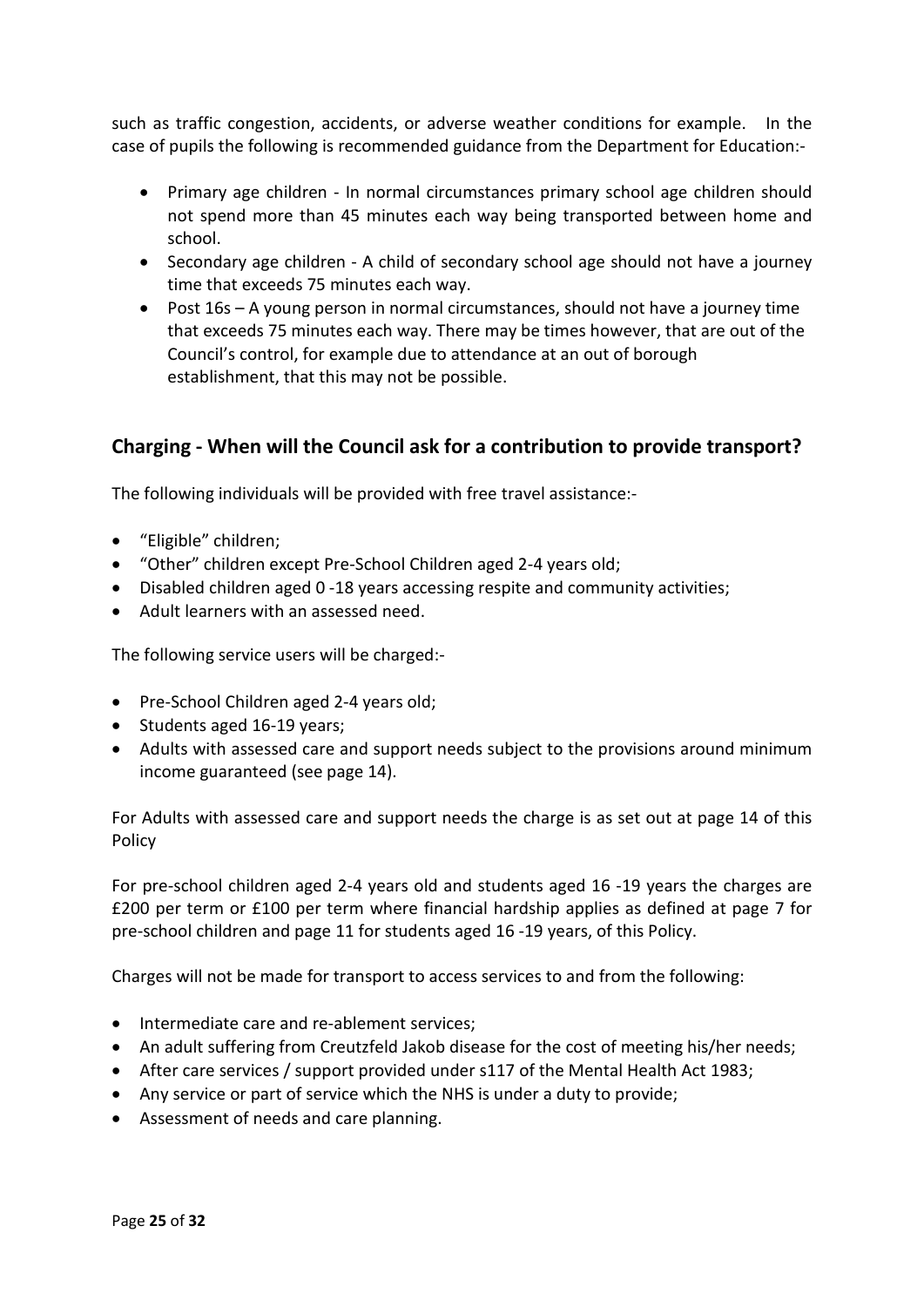such as traffic congestion, accidents, or adverse weather conditions for example. In the case of pupils the following is recommended guidance from the Department for Education:-

- Primary age children - In normal circumstances primary school age children should not spend more than 45 minutes each way being transported between home and school.
- Secondary age children - A child of secondary school age should not have a journey time that exceeds 75 minutes each way.
- Post 16s – A young person in normal circumstances, should not have a journey time that exceeds 75 minutes each way. There may be times however, that are out of the Council's control, for example due to attendance at an out of borough establishment, that this may not be possible.

## Charging - When will the Council ask for a contribution to provide transport?

The following individuals will be provided with free travel assistance:-

- "Eligible" children;
- "Other" children except Pre-School Children aged 2-4 years old;
- Disabled children aged 0 -18 years accessing respite and community activities;
- Adult learners with an assessed need.

The following service users will be charged:-

- Pre-School Children aged 2-4 years old;
- Students aged 16-19 years;
- Adults with assessed care and support needs subject to the provisions around minimum income guaranteed (see page 14).

For Adults with assessed care and support needs the charge is as set out at page 14 of this Policy

For pre-school children aged 2-4 years old and students aged 16 -19 years the charges are £200 per term or £100 per term where financial hardship applies as defined at page 7 for pre-school children and page 11 for students aged 16 -19 years, of this Policy.

Charges will not be made for transport to access services to and from the following:

- Intermediate care and re-ablement services;
- An adult suffering from Creutzfeld Jakob disease for the cost of meeting his/her needs;
- After care services / support provided under s117 of the Mental Health Act 1983;
- Any service or part of service which the NHS is under a duty to provide;
- Assessment of needs and care planning.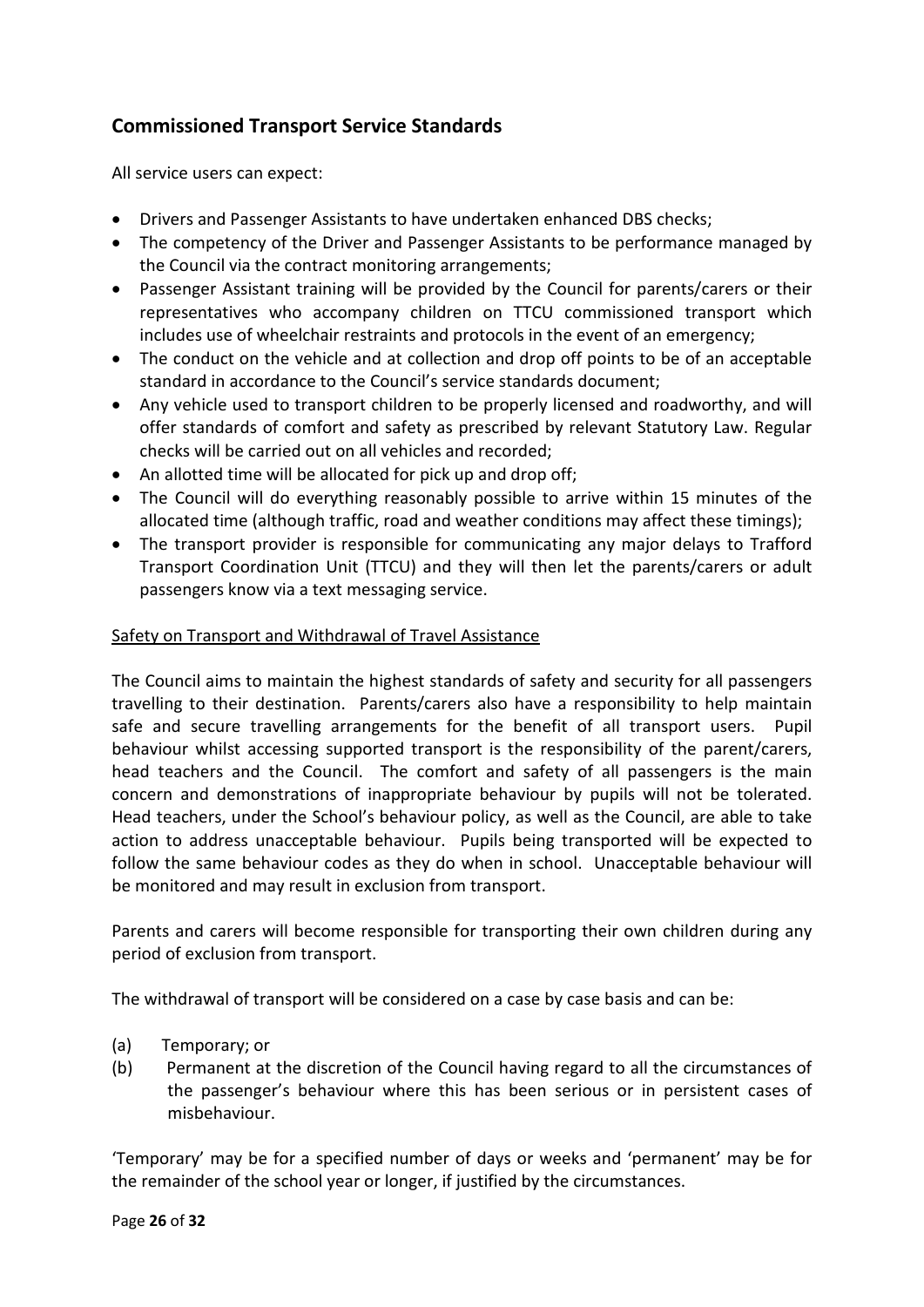## Commissioned Transport Service Standards

All service users can expect:

- Drivers and Passenger Assistants to have undertaken enhanced DBS checks;
- The competency of the Driver and Passenger Assistants to be performance managed by the Council via the contract monitoring arrangements;
- Passenger Assistant training will be provided by the Council for parents/carers or their representatives who accompany children on TTCU commissioned transport which includes use of wheelchair restraints and protocols in the event of an emergency;
- The conduct on the vehicle and at collection and drop off points to be of an acceptable standard in accordance to the Council's service standards document;
- Any vehicle used to transport children to be properly licensed and roadworthy, and will offer standards of comfort and safety as prescribed by relevant Statutory Law. Regular checks will be carried out on all vehicles and recorded;
- An allotted time will be allocated for pick up and drop off;
- The Council will do everything reasonably possible to arrive within 15 minutes of the allocated time (although traffic, road and weather conditions may affect these timings);
- The transport provider is responsible for communicating any major delays to Trafford Transport Coordination Unit (TTCU) and they will then let the parents/carers or adult passengers know via a text messaging service.

<u>Safety on Transport and Withdrawal of Travel Assistance</u>

The Council aims to maintain the highest standards of safety and security for all passengers travelling to their destination. Parents/carers also have a responsibility to help maintain safe and secure travelling arrangements for the benefit of all transport users. Pupil behaviour whilst accessing supported transport is the responsibility of the parent/carers, head teachers and the Council. The comfort and safety of all passengers is the main concern and demonstrations of inappropriate behaviour by pupils will not be tolerated. Head teachers, under the School's behaviour policy, as well as the Council, are able to take action to address unacceptable behaviour. Pupils being transported will be expected to follow the same behaviour codes as they do when in school. Unacceptable behaviour will be monitored and may result in exclusion from transport.

Parents and carers will become responsible for transporting their own children during any period of exclusion from transport.

The withdrawal of transport will be considered on a case by case basis and can be:

(a) Temporary; or

(b) Permanent at the discretion of the Council having regard to all the circumstances of the passenger's behaviour where this has been serious or in persistent cases of misbehaviour.

'Temporary' may be for a specified number of days or weeks and 'permanent' may be for the remainder of the school year or longer, if justified by the circumstances.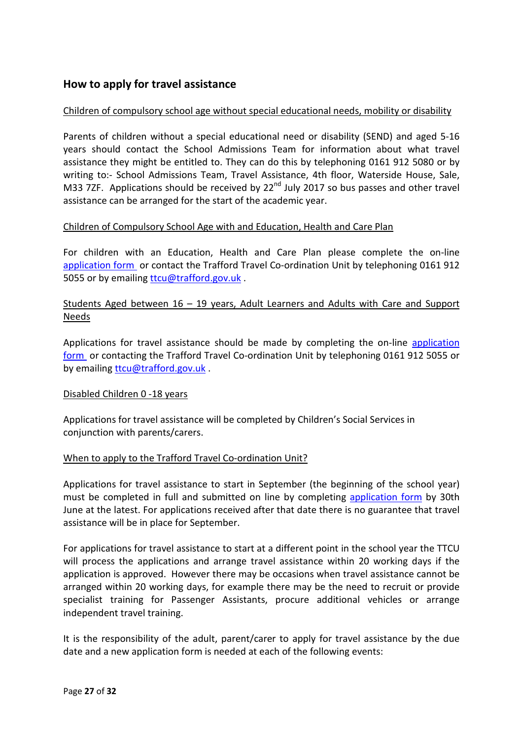## How to apply for travel assistance

Children of compulsory school age without special educational needs, mobility or disability

Parents of children without a special educational need or disability (SEND) and aged 5-16 years should contact the School Admissions Team for information about what travel assistance they might be entitled to. They can do this by telephoning 0161 912 5080 or by writing to:- School Admissions Team, Travel Assistance, 4th floor, Waterside House, Sale, M33 7ZF. Applications should be received by 22nd July 2017 so bus passes and other travel assistance can be arranged for the start of the academic year.

Children of Compulsory School Age with and Education, Health and Care Plan

For children with an Education, Health and Care Plan please complete the on-line application form or contact the Trafford Travel Co-ordination Unit by telephoning 0161 912 5055 or by emailing ttcu@trafford.gov.uk .

Students Aged between 16 – 19 years, Adult Learners and Adults with Care and Support Needs

Applications for travel assistance should be made by completing the on-line application form or contacting the Trafford Travel Co-ordination Unit by telephoning 0161 912 5055 or by emailing ttcu@trafford.gov.uk .

Disabled Children 0 -18 years

Applications for travel assistance will be completed by Children's Social Services in conjunction with parents/carers.

When to apply to the Trafford Travel Co-ordination Unit?

Applications for travel assistance to start in September (the beginning of the school year) must be completed in full and submitted on line by completing application form by 30th June at the latest. For applications received after that date there is no guarantee that travel assistance will be in place for September.

For applications for travel assistance to start at a different point in the school year the TTCU will process the applications and arrange travel assistance within 20 working days if the application is approved. However there may be occasions when travel assistance cannot be arranged within 20 working days, for example there may be the need to recruit or provide specialist training for Passenger Assistants, procure additional vehicles or arrange independent travel training.

It is the responsibility of the adult, parent/carer to apply for travel assistance by the due date and a new application form is needed at each of the following events: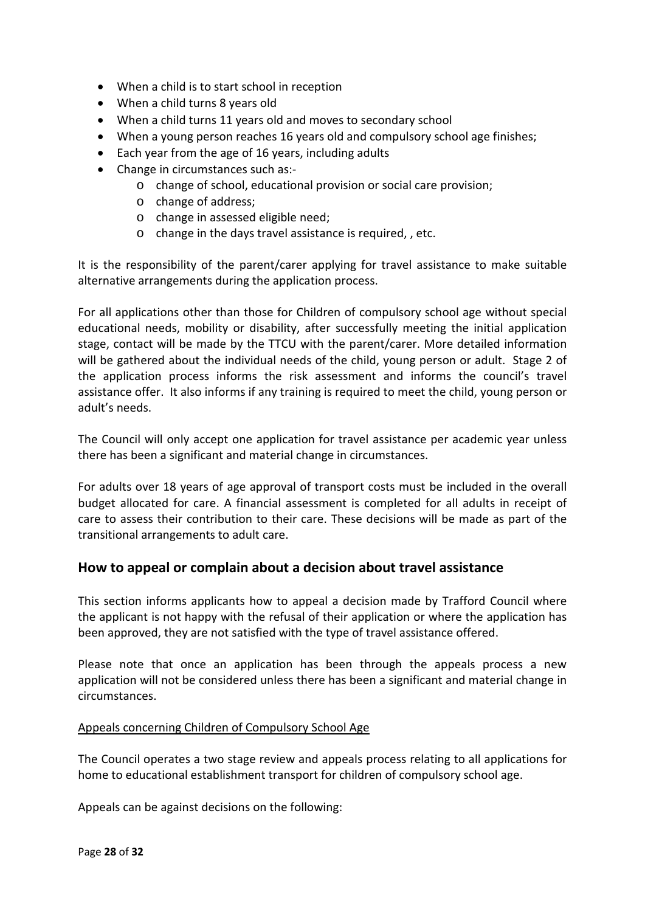- When a child is to start school in reception
- When a child turns 8 years old
- When a child turns 11 years old and moves to secondary school
- When a young person reaches 16 years old and compulsory school age finishes;
- Each year from the age of 16 years, including adults
- Change in circumstances such as:-
    - change of school, educational provision or social care provision;
    - change of address;
    - change in assessed eligible need;
    - change in the days travel assistance is required, , etc.

It is the responsibility of the parent/carer applying for travel assistance to make suitable alternative arrangements during the application process.

For all applications other than those for Children of compulsory school age without special educational needs, mobility or disability, after successfully meeting the initial application stage, contact will be made by the TTCU with the parent/carer. More detailed information will be gathered about the individual needs of the child, young person or adult. Stage 2 of the application process informs the risk assessment and informs the council's travel assistance offer. It also informs if any training is required to meet the child, young person or adult's needs.

The Council will only accept one application for travel assistance per academic year unless there has been a significant and material change in circumstances.

For adults over 18 years of age approval of transport costs must be included in the overall budget allocated for care. A financial assessment is completed for all adults in receipt of care to assess their contribution to their care. These decisions will be made as part of the transitional arrangements to adult care.

## How to appeal or complain about a decision about travel assistance

This section informs applicants how to appeal a decision made by Trafford Council where the applicant is not happy with the refusal of their application or where the application has been approved, they are not satisfied with the type of travel assistance offered.

Please note that once an application has been through the appeals process a new application will not be considered unless there has been a significant and material change in circumstances.

<u>Appeals concerning Children of Compulsory School Age</u>

The Council operates a two stage review and appeals process relating to all applications for home to educational establishment transport for children of compulsory school age.

Appeals can be against decisions on the following: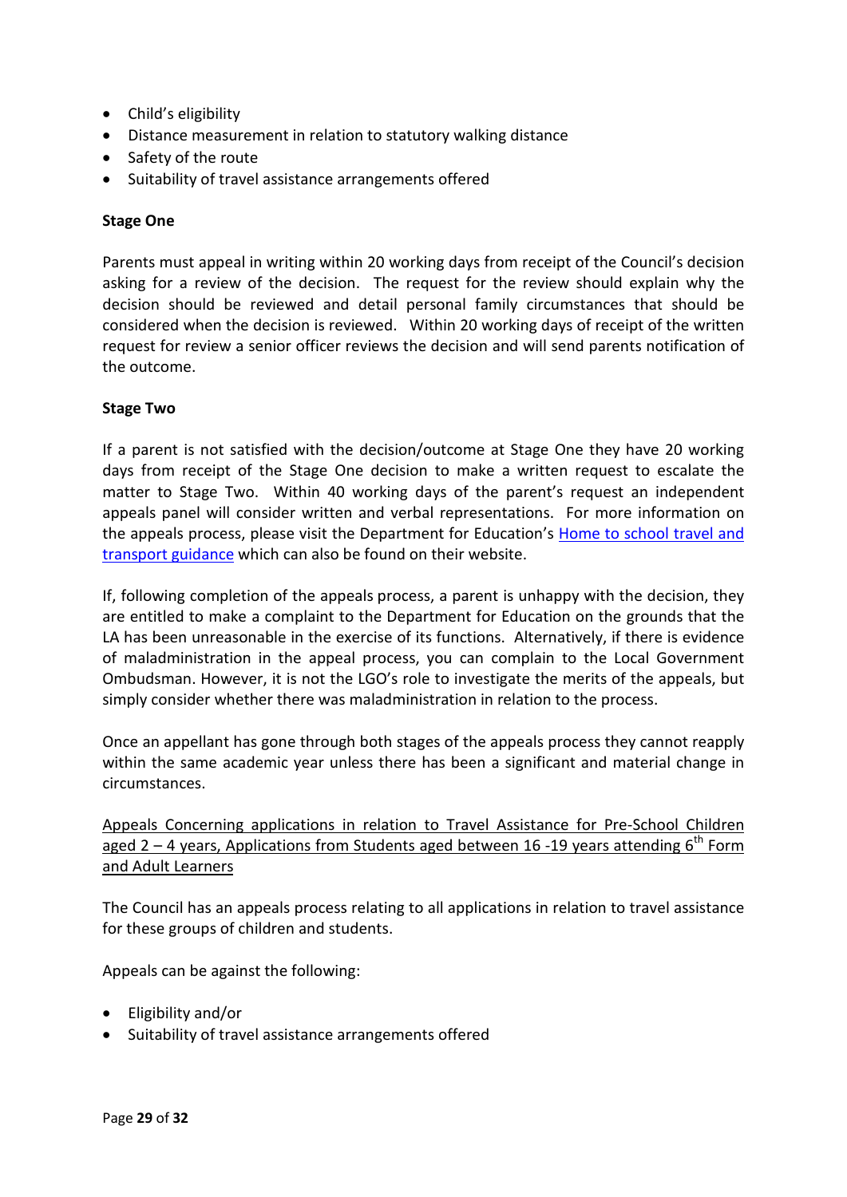- Child's eligibility
- Distance measurement in relation to statutory walking distance
- Safety of the route
- Suitability of travel assistance arrangements offered

**Stage One**

Parents must appeal in writing within 20 working days from receipt of the Council's decision asking for a review of the decision. The request for the review should explain why the decision should be reviewed and detail personal family circumstances that should be considered when the decision is reviewed. Within 20 working days of receipt of the written request for review a senior officer reviews the decision and will send parents notification of the outcome.

**Stage Two**

If a parent is not satisfied with the decision/outcome at Stage One they have 20 working days from receipt of the Stage One decision to make a written request to escalate the matter to Stage Two. Within 40 working days of the parent's request an independent appeals panel will consider written and verbal representations. For more information on the appeals process, please visit the Department for Education's Home to school travel and transport guidance which can also be found on their website.

If, following completion of the appeals process, a parent is unhappy with the decision, they are entitled to make a complaint to the Department for Education on the grounds that the LA has been unreasonable in the exercise of its functions. Alternatively, if there is evidence of maladministration in the appeal process, you can complain to the Local Government Ombudsman. However, it is not the LGO's role to investigate the merits of the appeals, but simply consider whether there was maladministration in relation to the process.

Once an appellant has gone through both stages of the appeals process they cannot reapply within the same academic year unless there has been a significant and material change in circumstances.

Appeals Concerning applications in relation to Travel Assistance for Pre-School Children aged 2 – 4 years, Applications from Students aged between 16 -19 years attending 6th Form and Adult Learners

The Council has an appeals process relating to all applications in relation to travel assistance for these groups of children and students.

Appeals can be against the following:

- Eligibility and/or
- Suitability of travel assistance arrangements offered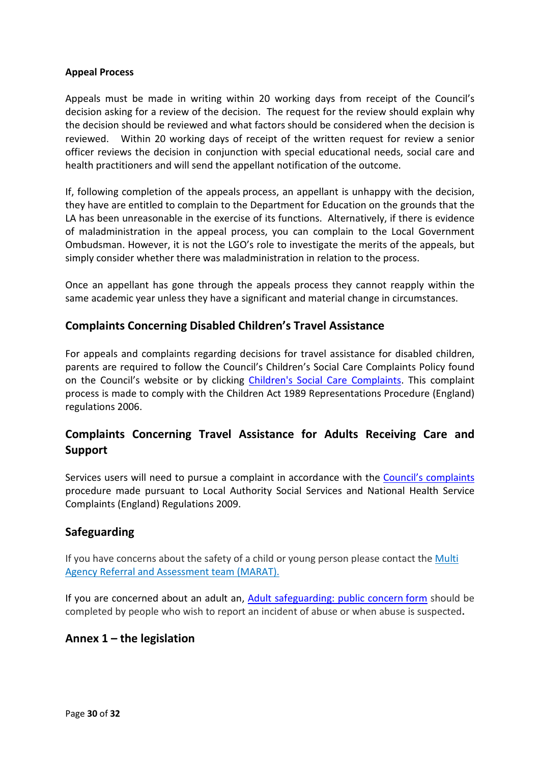**Appeal Process**

Appeals must be made in writing within 20 working days from receipt of the Council's decision asking for a review of the decision. The request for the review should explain why the decision should be reviewed and what factors should be considered when the decision is reviewed. Within 20 working days of receipt of the written request for review a senior officer reviews the decision in conjunction with special educational needs, social care and health practitioners and will send the appellant notification of the outcome.

If, following completion of the appeals process, an appellant is unhappy with the decision, they have are entitled to complain to the Department for Education on the grounds that the LA has been unreasonable in the exercise of its functions. Alternatively, if there is evidence of maladministration in the appeal process, you can complain to the Local Government Ombudsman. However, it is not the LGO's role to investigate the merits of the appeals, but simply consider whether there was maladministration in relation to the process.

Once an appellant has gone through the appeals process they cannot reapply within the same academic year unless they have a significant and material change in circumstances.

## Complaints Concerning Disabled Children's Travel Assistance

For appeals and complaints regarding decisions for travel assistance for disabled children, parents are required to follow the Council's Children's Social Care Complaints Policy found on the Council's website or by clicking Children's Social Care Complaints. This complaint process is made to comply with the Children Act 1989 Representations Procedure (England) regulations 2006.

## Complaints Concerning Travel Assistance for Adults Receiving Care and Support

Services users will need to pursue a complaint in accordance with the Council's complaints procedure made pursuant to Local Authority Social Services and National Health Service Complaints (England) Regulations 2009.

## Safeguarding

If you have concerns about the safety of a child or young person please contact the Multi Agency Referral and Assessment team (MARAT).

If you are concerned about an adult an, Adult safeguarding: public concern form should be completed by people who wish to report an incident of abuse or when abuse is suspected**.**

## Annex 1 – the legislation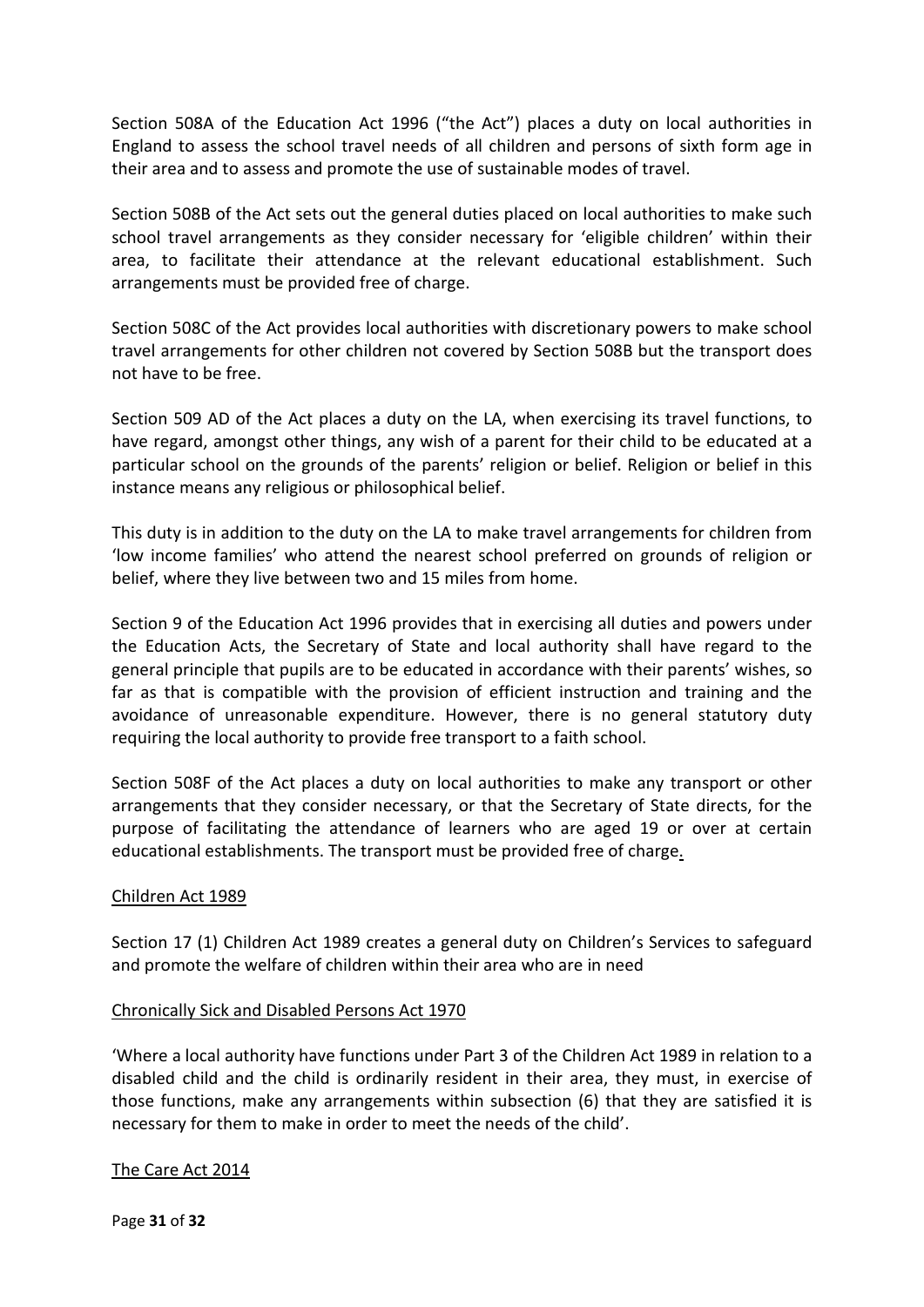Section 508A of the Education Act 1996 ("the Act") places a duty on local authorities in England to assess the school travel needs of all children and persons of sixth form age in their area and to assess and promote the use of sustainable modes of travel.

Section 508B of the Act sets out the general duties placed on local authorities to make such school travel arrangements as they consider necessary for 'eligible children' within their area, to facilitate their attendance at the relevant educational establishment. Such arrangements must be provided free of charge.

Section 508C of the Act provides local authorities with discretionary powers to make school travel arrangements for other children not covered by Section 508B but the transport does not have to be free.

Section 509 AD of the Act places a duty on the LA, when exercising its travel functions, to have regard, amongst other things, any wish of a parent for their child to be educated at a particular school on the grounds of the parents' religion or belief. Religion or belief in this instance means any religious or philosophical belief.

This duty is in addition to the duty on the LA to make travel arrangements for children from 'low income families' who attend the nearest school preferred on grounds of religion or belief, where they live between two and 15 miles from home.

Section 9 of the Education Act 1996 provides that in exercising all duties and powers under the Education Acts, the Secretary of State and local authority shall have regard to the general principle that pupils are to be educated in accordance with their parents' wishes, so far as that is compatible with the provision of efficient instruction and training and the avoidance of unreasonable expenditure. However, there is no general statutory duty requiring the local authority to provide free transport to a faith school.

Section 508F of the Act places a duty on local authorities to make any transport or other arrangements that they consider necessary, or that the Secretary of State directs, for the purpose of facilitating the attendance of learners who are aged 19 or over at certain educational establishments. The transport must be provided free of charge.

Children Act 1989

Section 17 (1) Children Act 1989 creates a general duty on Children's Services to safeguard and promote the welfare of children within their area who are in need

Chronically Sick and Disabled Persons Act 1970

'Where a local authority have functions under Part 3 of the Children Act 1989 in relation to a disabled child and the child is ordinarily resident in their area, they must, in exercise of those functions, make any arrangements within subsection (6) that they are satisfied it is necessary for them to make in order to meet the needs of the child'.

The Care Act 2014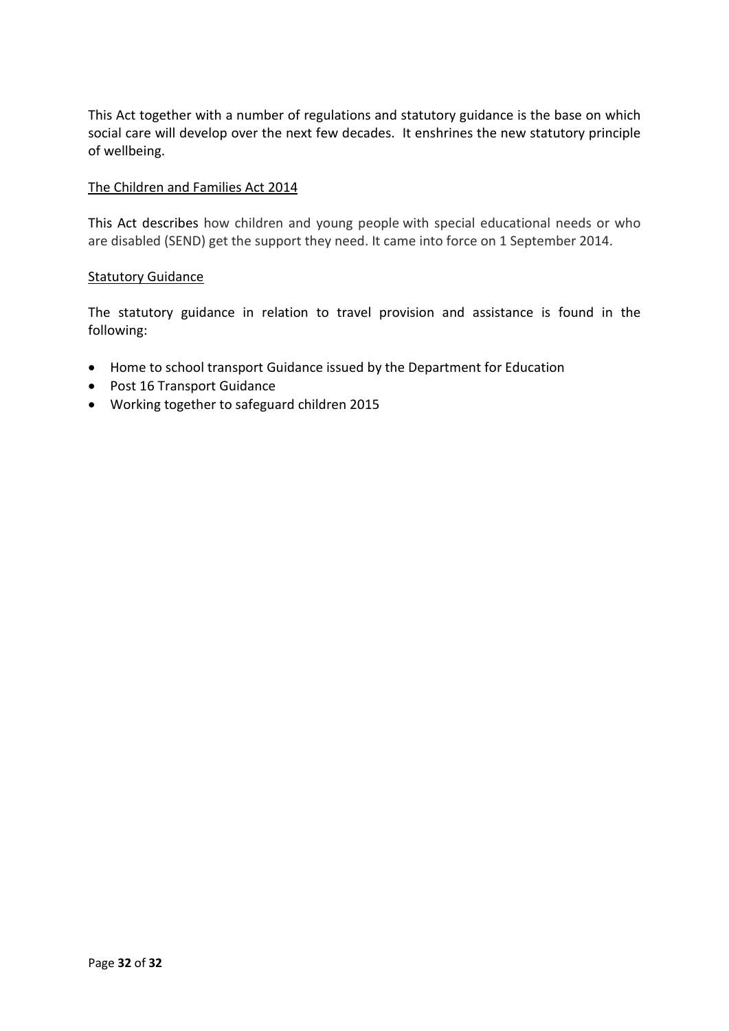This Act together with a number of regulations and statutory guidance is the base on which social care will develop over the next few decades. It enshrines the new statutory principle of wellbeing.

## The Children and Families Act 2014

This Act describes how children and young people with special educational needs or who are disabled (SEND) get the support they need. It came into force on 1 September 2014.

## Statutory Guidance

The statutory guidance in relation to travel provision and assistance is found in the following:

- Home to school transport Guidance issued by the Department for Education
- Post 16 Transport Guidance
- Working together to safeguard children 2015